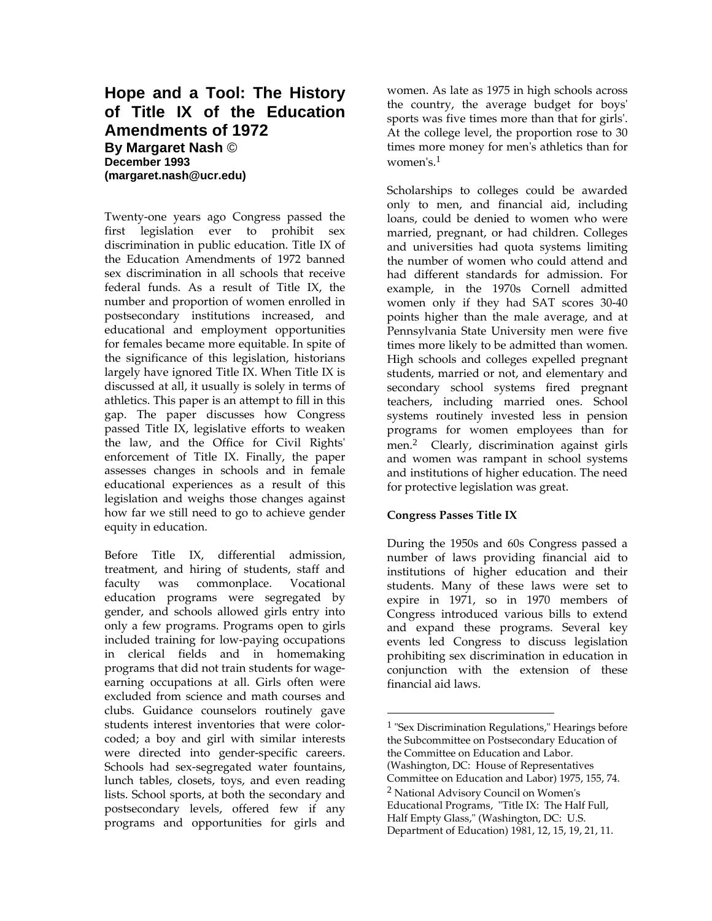# Hope and a Tool: The History of Title IX of the Education Amendments of 1972

**By Margaret Nash ©**
**December 1993**
**(margaret.nash@ucr.edu)**

Twenty-one years ago Congress passed the first legislation ever to prohibit sex discrimination in public education. Title IX of the Education Amendments of 1972 banned sex discrimination in all schools that receive federal funds. As a result of Title IX, the number and proportion of women enrolled in postsecondary institutions increased, and educational and employment opportunities for females became more equitable. In spite of the significance of this legislation, historians largely have ignored Title IX. When Title IX is discussed at all, it usually is solely in terms of athletics. This paper is an attempt to fill in this gap. The paper discusses how Congress passed Title IX, legislative efforts to weaken the law, and the Office for Civil Rights' enforcement of Title IX. Finally, the paper assesses changes in schools and in female educational experiences as a result of this legislation and weighs those changes against how far we still need to go to achieve gender equity in education.

Before Title IX, differential admission, treatment, and hiring of students, staff and faculty was commonplace. Vocational education programs were segregated by gender, and schools allowed girls entry into only a few programs. Programs open to girls included training for low-paying occupations in clerical fields and in homemaking programs that did not train students for wage-earning occupations at all. Girls often were excluded from science and math courses and clubs. Guidance counselors routinely gave students interest inventories that were color-coded; a boy and girl with similar interests were directed into gender-specific careers. Schools had sex-segregated water fountains, lunch tables, closets, toys, and even reading lists. School sports, at both the secondary and postsecondary levels, offered few if any programs and opportunities for girls and women. As late as 1975 in high schools across the country, the average budget for boys' sports was five times more than that for girls'. At the college level, the proportion rose to 30 times more money for men's athletics than for women's.[1]

Scholarships to colleges could be awarded only to men, and financial aid, including loans, could be denied to women who were married, pregnant, or had children. Colleges and universities had quota systems limiting the number of women who could attend and had different standards for admission. For example, in the 1970s Cornell admitted women only if they had SAT scores 30-40 points higher than the male average, and at Pennsylvania State University men were five times more likely to be admitted than women. High schools and colleges expelled pregnant students, married or not, and elementary and secondary school systems fired pregnant teachers, including married ones. School systems routinely invested less in pension programs for women employees than for men.[2] Clearly, discrimination against girls and women was rampant in school systems and institutions of higher education. The need for protective legislation was great.

**Congress Passes Title IX**

During the 1950s and 60s Congress passed a number of laws providing financial aid to institutions of higher education and their students. Many of these laws were set to expire in 1971, so in 1970 members of Congress introduced various bills to extend and expand these programs. Several key events led Congress to discuss legislation prohibiting sex discrimination in education in conjunction with the extension of these financial aid laws.

---

[1] "Sex Discrimination Regulations," Hearings before the Subcommittee on Postsecondary Education of the Committee on Education and Labor. (Washington, DC: House of Representatives Committee on Education and Labor) 1975, 155, 74.

[2] National Advisory Council on Women's Educational Programs, "Title IX: The Half Full, Half Empty Glass," (Washington, DC: U.S. Department of Education) 1981, 12, 15, 19, 21, 11.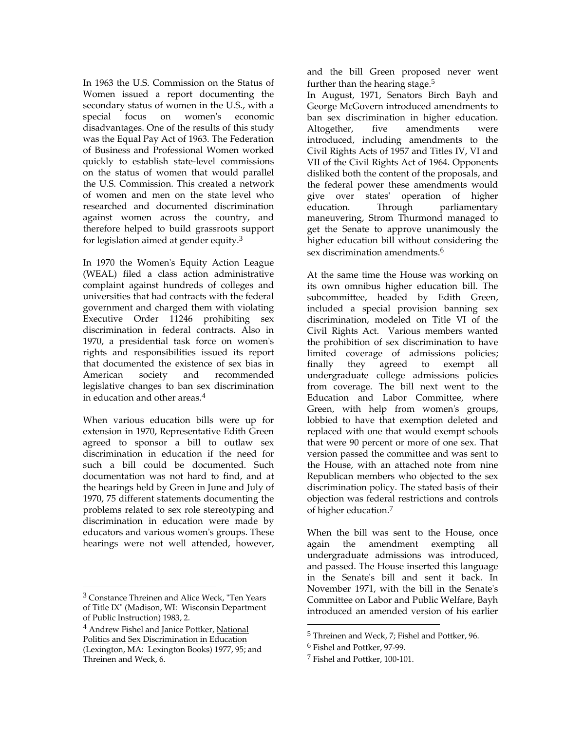In 1963 the U.S. Commission on the Status of Women issued a report documenting the secondary status of women in the U.S., with a special focus on women's economic disadvantages. One of the results of this study was the Equal Pay Act of 1963. The Federation of Business and Professional Women worked quickly to establish state-level commissions on the status of women that would parallel the U.S. Commission. This created a network of women and men on the state level who researched and documented discrimination against women across the country, and therefore helped to build grassroots support for legislation aimed at gender equity.[3]

In 1970 the Women's Equity Action League (WEAL) filed a class action administrative complaint against hundreds of colleges and universities that had contracts with the federal government and charged them with violating Executive Order 11246 prohibiting sex discrimination in federal contracts. Also in 1970, a presidential task force on women's rights and responsibilities issued its report that documented the existence of sex bias in American society and recommended legislative changes to ban sex discrimination in education and other areas.[4]

When various education bills were up for extension in 1970, Representative Edith Green agreed to sponsor a bill to outlaw sex discrimination in education if the need for such a bill could be documented. Such documentation was not hard to find, and at the hearings held by Green in June and July of 1970, 75 different statements documenting the problems related to sex role stereotyping and discrimination in education were made by educators and various women's groups. These hearings were not well attended, however, and the bill Green proposed never went further than the hearing stage.[5]

In August, 1971, Senators Birch Bayh and George McGovern introduced amendments to ban sex discrimination in higher education. Altogether, five amendments were introduced, including amendments to the Civil Rights Acts of 1957 and Titles IV, VI and VII of the Civil Rights Act of 1964. Opponents disliked both the content of the proposals, and the federal power these amendments would give over states' operation of higher education. Through parliamentary maneuvering, Strom Thurmond managed to get the Senate to approve unanimously the higher education bill without considering the sex discrimination amendments.[6]

At the same time the House was working on its own omnibus higher education bill. The subcommittee, headed by Edith Green, included a special provision banning sex discrimination, modeled on Title VI of the Civil Rights Act. Various members wanted the prohibition of sex discrimination to have limited coverage of admissions policies; finally they agreed to exempt all undergraduate college admissions policies from coverage. The bill next went to the Education and Labor Committee, where Green, with help from women's groups, lobbied to have that exemption deleted and replaced with one that would exempt schools that were 90 percent or more of one sex. That version passed the committee and was sent to the House, with an attached note from nine Republican members who objected to the sex discrimination policy. The stated basis of their objection was federal restrictions and controls of higher education.[7]

When the bill was sent to the House, once again the amendment exempting all undergraduate admissions was introduced, and passed. The House inserted this language in the Senate's bill and sent it back. In November 1971, with the bill in the Senate's Committee on Labor and Public Welfare, Bayh introduced an amended version of his earlier

---

[3] Constance Threinen and Alice Weck, "Ten Years of Title IX" (Madison, WI: Wisconsin Department of Public Instruction) 1983, 2.

[4] Andrew Fishel and Janice Pottker, National Politics and Sex Discrimination in Education (Lexington, MA: Lexington Books) 1977, 95; and Threinen and Weck, 6.

[5] Threinen and Weck, 7; Fishel and Pottker, 96.

[6] Fishel and Pottker, 97-99.

[7] Fishel and Pottker, 100-101.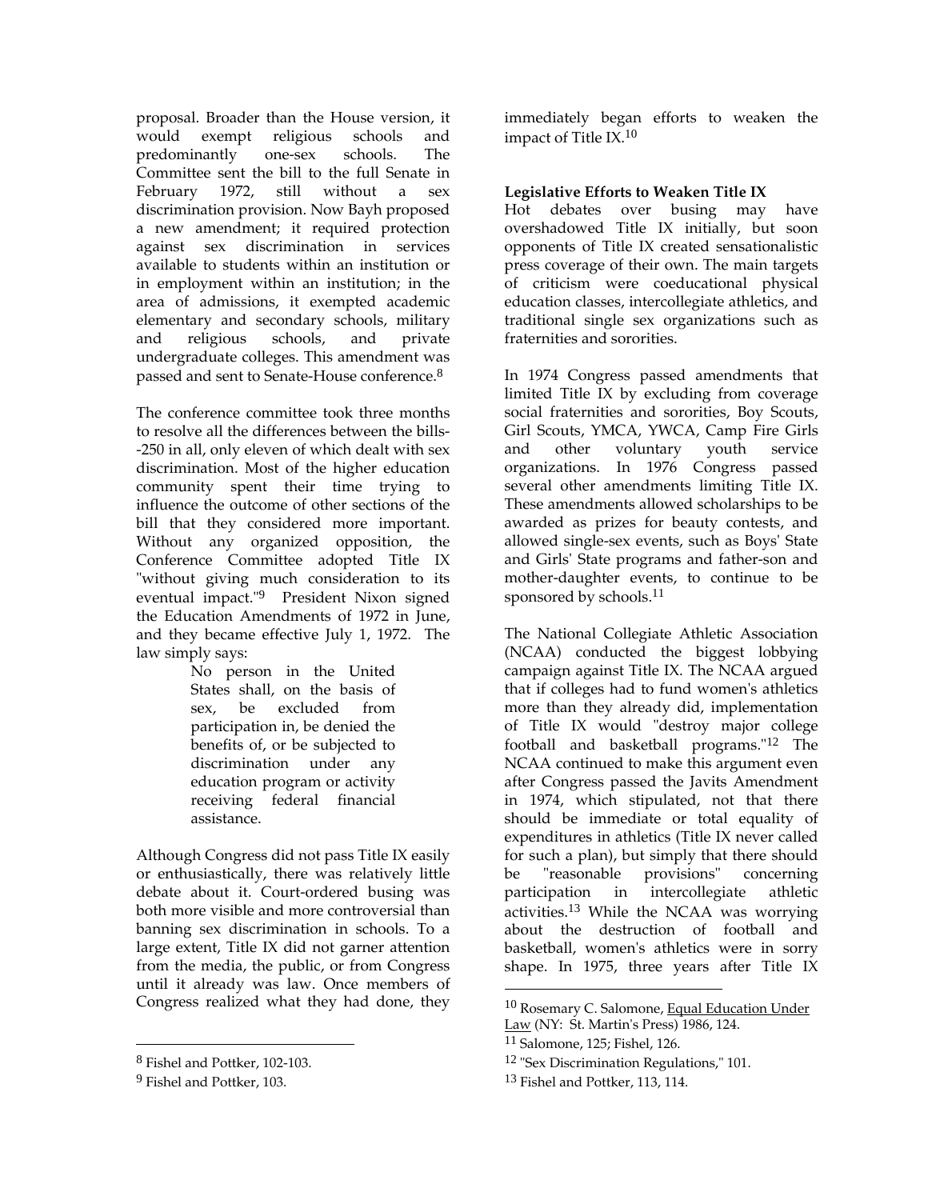proposal. Broader than the House version, it would exempt religious schools and predominantly one-sex schools. The Committee sent the bill to the full Senate in February 1972, still without a sex discrimination provision. Now Bayh proposed a new amendment; it required protection against sex discrimination in services available to students within an institution or in employment within an institution; in the area of admissions, it exempted academic elementary and secondary schools, military and religious schools, and private undergraduate colleges. This amendment was passed and sent to Senate-House conference.[8]

The conference committee took three months to resolve all the differences between the bills--250 in all, only eleven of which dealt with sex discrimination. Most of the higher education community spent their time trying to influence the outcome of other sections of the bill that they considered more important. Without any organized opposition, the Conference Committee adopted Title IX "without giving much consideration to its eventual impact."[9] President Nixon signed the Education Amendments of 1972 in June, and they became effective July 1, 1972. The law simply says:

> No person in the United States shall, on the basis of sex, be excluded from participation in, be denied the benefits of, or be subjected to discrimination under any education program or activity receiving federal financial assistance.

Although Congress did not pass Title IX easily or enthusiastically, there was relatively little debate about it. Court-ordered busing was both more visible and more controversial than banning sex discrimination in schools. To a large extent, Title IX did not garner attention from the media, the public, or from Congress until it already was law. Once members of Congress realized what they had done, they immediately began efforts to weaken the impact of Title IX.[10]

**Legislative Efforts to Weaken Title IX**

Hot debates over busing may have overshadowed Title IX initially, but soon opponents of Title IX created sensationalistic press coverage of their own. The main targets of criticism were coeducational physical education classes, intercollegiate athletics, and traditional single sex organizations such as fraternities and sororities.

In 1974 Congress passed amendments that limited Title IX by excluding from coverage social fraternities and sororities, Boy Scouts, Girl Scouts, YMCA, YWCA, Camp Fire Girls and other voluntary youth service organizations. In 1976 Congress passed several other amendments limiting Title IX. These amendments allowed scholarships to be awarded as prizes for beauty contests, and allowed single-sex events, such as Boys' State and Girls' State programs and father-son and mother-daughter events, to continue to be sponsored by schools.[11]

The National Collegiate Athletic Association (NCAA) conducted the biggest lobbying campaign against Title IX. The NCAA argued that if colleges had to fund women's athletics more than they already did, implementation of Title IX would "destroy major college football and basketball programs."[12] The NCAA continued to make this argument even after Congress passed the Javits Amendment in 1974, which stipulated, not that there should be immediate or total equality of expenditures in athletics (Title IX never called for such a plan), but simply that there should be "reasonable provisions" concerning participation in intercollegiate athletic activities.[13] While the NCAA was worrying about the destruction of football and basketball, women's athletics were in sorry shape. In 1975, three years after Title IX

---

[8] Fishel and Pottker, 102-103.

[9] Fishel and Pottker, 103.

[10] Rosemary C. Salomone, Equal Education Under Law (NY: St. Martin's Press) 1986, 124.

[11] Salomone, 125; Fishel, 126.

[12] "Sex Discrimination Regulations," 101.

[13] Fishel and Pottker, 113, 114.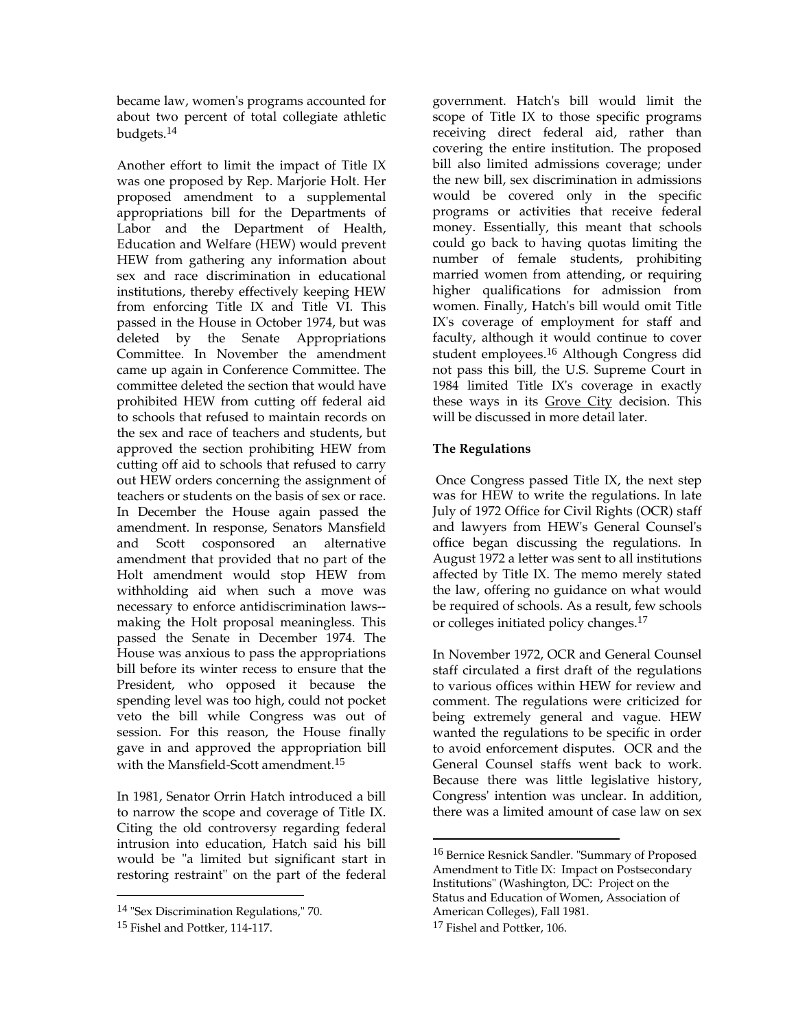became law, women's programs accounted for about two percent of total collegiate athletic budgets.[14]

Another effort to limit the impact of Title IX was one proposed by Rep. Marjorie Holt. Her proposed amendment to a supplemental appropriations bill for the Departments of Labor and the Department of Health, Education and Welfare (HEW) would prevent HEW from gathering any information about sex and race discrimination in educational institutions, thereby effectively keeping HEW from enforcing Title IX and Title VI. This passed in the House in October 1974, but was deleted by the Senate Appropriations Committee. In November the amendment came up again in Conference Committee. The committee deleted the section that would have prohibited HEW from cutting off federal aid to schools that refused to maintain records on the sex and race of teachers and students, but approved the section prohibiting HEW from cutting off aid to schools that refused to carry out HEW orders concerning the assignment of teachers or students on the basis of sex or race. In December the House again passed the amendment. In response, Senators Mansfield and Scott cosponsored an alternative amendment that provided that no part of the Holt amendment would stop HEW from withholding aid when such a move was necessary to enforce antidiscrimination laws--making the Holt proposal meaningless. This passed the Senate in December 1974. The House was anxious to pass the appropriations bill before its winter recess to ensure that the President, who opposed it because the spending level was too high, could not pocket veto the bill while Congress was out of session. For this reason, the House finally gave in and approved the appropriation bill with the Mansfield-Scott amendment.[15]

In 1981, Senator Orrin Hatch introduced a bill to narrow the scope and coverage of Title IX. Citing the old controversy regarding federal intrusion into education, Hatch said his bill would be "a limited but significant start in restoring restraint" on the part of the federal government. Hatch's bill would limit the scope of Title IX to those specific programs receiving direct federal aid, rather than covering the entire institution. The proposed bill also limited admissions coverage; under the new bill, sex discrimination in admissions would be covered only in the specific programs or activities that receive federal money. Essentially, this meant that schools could go back to having quotas limiting the number of female students, prohibiting married women from attending, or requiring higher qualifications for admission from women. Finally, Hatch's bill would omit Title IX's coverage of employment for staff and faculty, although it would continue to cover student employees.[16] Although Congress did not pass this bill, the U.S. Supreme Court in 1984 limited Title IX's coverage in exactly these ways in its Grove City decision. This will be discussed in more detail later.

**The Regulations**

Once Congress passed Title IX, the next step was for HEW to write the regulations. In late July of 1972 Office for Civil Rights (OCR) staff and lawyers from HEW's General Counsel's office began discussing the regulations. In August 1972 a letter was sent to all institutions affected by Title IX. The memo merely stated the law, offering no guidance on what would be required of schools. As a result, few schools or colleges initiated policy changes.[17]

In November 1972, OCR and General Counsel staff circulated a first draft of the regulations to various offices within HEW for review and comment. The regulations were criticized for being extremely general and vague. HEW wanted the regulations to be specific in order to avoid enforcement disputes. OCR and the General Counsel staffs went back to work. Because there was little legislative history, Congress' intention was unclear. In addition, there was a limited amount of case law on sex

---

[14] "Sex Discrimination Regulations," 70.

[15] Fishel and Pottker, 114-117.

[16] Bernice Resnick Sandler. "Summary of Proposed Amendment to Title IX: Impact on Postsecondary Institutions" (Washington, DC: Project on the Status and Education of Women, Association of American Colleges), Fall 1981.

[17] Fishel and Pottker, 106.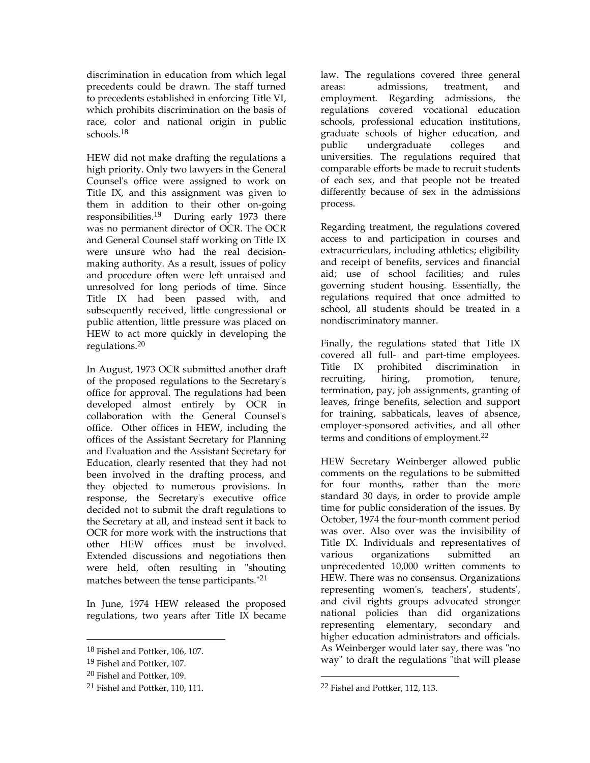discrimination in education from which legal precedents could be drawn. The staff turned to precedents established in enforcing Title VI, which prohibits discrimination on the basis of race, color and national origin in public schools.[18]

HEW did not make drafting the regulations a high priority. Only two lawyers in the General Counsel's office were assigned to work on Title IX, and this assignment was given to them in addition to their other on-going responsibilities.[19] During early 1973 there was no permanent director of OCR. The OCR and General Counsel staff working on Title IX were unsure who had the real decision-making authority. As a result, issues of policy and procedure often were left unraised and unresolved for long periods of time. Since Title IX had been passed with, and subsequently received, little congressional or public attention, little pressure was placed on HEW to act more quickly in developing the regulations.[20]

In August, 1973 OCR submitted another draft of the proposed regulations to the Secretary's office for approval. The regulations had been developed almost entirely by OCR in collaboration with the General Counsel's office. Other offices in HEW, including the offices of the Assistant Secretary for Planning and Evaluation and the Assistant Secretary for Education, clearly resented that they had not been involved in the drafting process, and they objected to numerous provisions. In response, the Secretary's executive office decided not to submit the draft regulations to the Secretary at all, and instead sent it back to OCR for more work with the instructions that other HEW offices must be involved. Extended discussions and negotiations then were held, often resulting in "shouting matches between the tense participants."[21]

In June, 1974 HEW released the proposed regulations, two years after Title IX became law. The regulations covered three general areas: admissions, treatment, and employment. Regarding admissions, the regulations covered vocational education schools, professional education institutions, graduate schools of higher education, and public undergraduate colleges and universities. The regulations required that comparable efforts be made to recruit students of each sex, and that people not be treated differently because of sex in the admissions process.

Regarding treatment, the regulations covered access to and participation in courses and extracurriculars, including athletics; eligibility and receipt of benefits, services and financial aid; use of school facilities; and rules governing student housing. Essentially, the regulations required that once admitted to school, all students should be treated in a nondiscriminatory manner.

Finally, the regulations stated that Title IX covered all full- and part-time employees. Title IX prohibited discrimination in recruiting, hiring, promotion, tenure, termination, pay, job assignments, granting of leaves, fringe benefits, selection and support for training, sabbaticals, leaves of absence, employer-sponsored activities, and all other terms and conditions of employment.[22]

HEW Secretary Weinberger allowed public comments on the regulations to be submitted for four months, rather than the more standard 30 days, in order to provide ample time for public consideration of the issues. By October, 1974 the four-month comment period was over. Also over was the invisibility of Title IX. Individuals and representatives of various organizations submitted an unprecedented 10,000 written comments to HEW. There was no consensus. Organizations representing women's, teachers', students', and civil rights groups advocated stronger national policies than did organizations representing elementary, secondary and higher education administrators and officials. As Weinberger would later say, there was "no way" to draft the regulations "that will please

---

[18] Fishel and Pottker, 106, 107.

[19] Fishel and Pottker, 107.

[20] Fishel and Pottker, 109.

[21] Fishel and Pottker, 110, 111.

[22] Fishel and Pottker, 112, 113.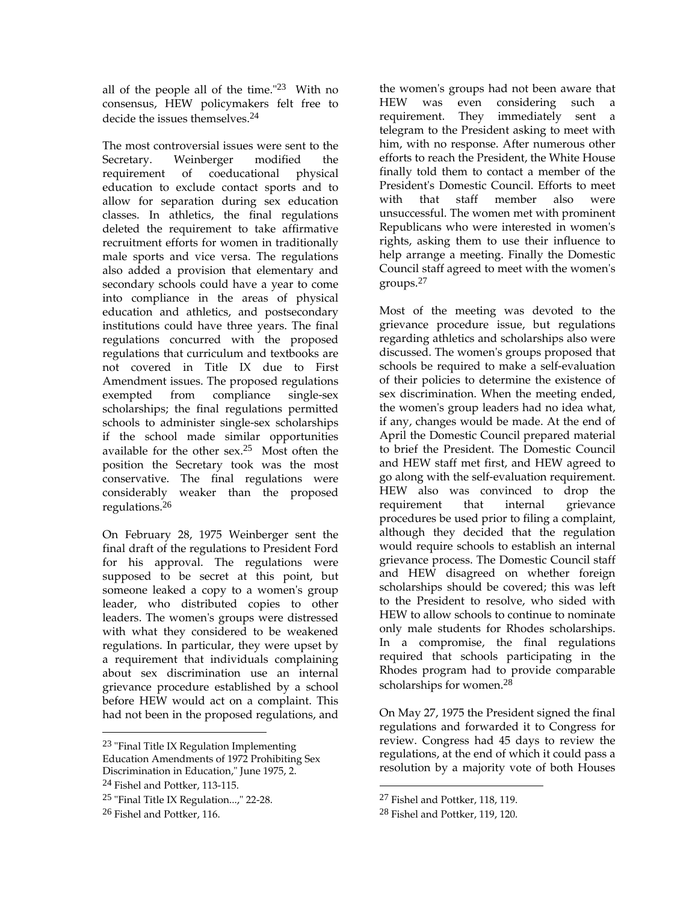all of the people all of the time."[23] With no consensus, HEW policymakers felt free to decide the issues themselves.[24]

The most controversial issues were sent to the Secretary. Weinberger modified the requirement of coeducational physical education to exclude contact sports and to allow for separation during sex education classes. In athletics, the final regulations deleted the requirement to take affirmative recruitment efforts for women in traditionally male sports and vice versa. The regulations also added a provision that elementary and secondary schools could have a year to come into compliance in the areas of physical education and athletics, and postsecondary institutions could have three years. The final regulations concurred with the proposed regulations that curriculum and textbooks are not covered in Title IX due to First Amendment issues. The proposed regulations exempted from compliance single-sex scholarships; the final regulations permitted schools to administer single-sex scholarships if the school made similar opportunities available for the other sex.[25] Most often the position the Secretary took was the most conservative. The final regulations were considerably weaker than the proposed regulations.[26]

On February 28, 1975 Weinberger sent the final draft of the regulations to President Ford for his approval. The regulations were supposed to be secret at this point, but someone leaked a copy to a women's group leader, who distributed copies to other leaders. The women's groups were distressed with what they considered to be weakened regulations. In particular, they were upset by a requirement that individuals complaining about sex discrimination use an internal grievance procedure established by a school before HEW would act on a complaint. This had not been in the proposed regulations, and the women's groups had not been aware that HEW was even considering such a requirement. They immediately sent a telegram to the President asking to meet with him, with no response. After numerous other efforts to reach the President, the White House finally told them to contact a member of the President's Domestic Council. Efforts to meet with that staff member also were unsuccessful. The women met with prominent Republicans who were interested in women's rights, asking them to use their influence to help arrange a meeting. Finally the Domestic Council staff agreed to meet with the women's groups.[27]

Most of the meeting was devoted to the grievance procedure issue, but regulations regarding athletics and scholarships also were discussed. The women's groups proposed that schools be required to make a self-evaluation of their policies to determine the existence of sex discrimination. When the meeting ended, the women's group leaders had no idea what, if any, changes would be made. At the end of April the Domestic Council prepared material to brief the President. The Domestic Council and HEW staff met first, and HEW agreed to go along with the self-evaluation requirement. HEW also was convinced to drop the requirement that internal grievance procedures be used prior to filing a complaint, although they decided that the regulation would require schools to establish an internal grievance process. The Domestic Council staff and HEW disagreed on whether foreign scholarships should be covered; this was left to the President to resolve, who sided with HEW to allow schools to continue to nominate only male students for Rhodes scholarships. In a compromise, the final regulations required that schools participating in the Rhodes program had to provide comparable scholarships for women.[28]

On May 27, 1975 the President signed the final regulations and forwarded it to Congress for review. Congress had 45 days to review the regulations, at the end of which it could pass a resolution by a majority vote of both Houses

---

[23] "Final Title IX Regulation Implementing Education Amendments of 1972 Prohibiting Sex Discrimination in Education," June 1975, 2.

[24] Fishel and Pottker, 113-115.

[25] "Final Title IX Regulation...," 22-28.

[26] Fishel and Pottker, 116.

[27] Fishel and Pottker, 118, 119.

[28] Fishel and Pottker, 119, 120.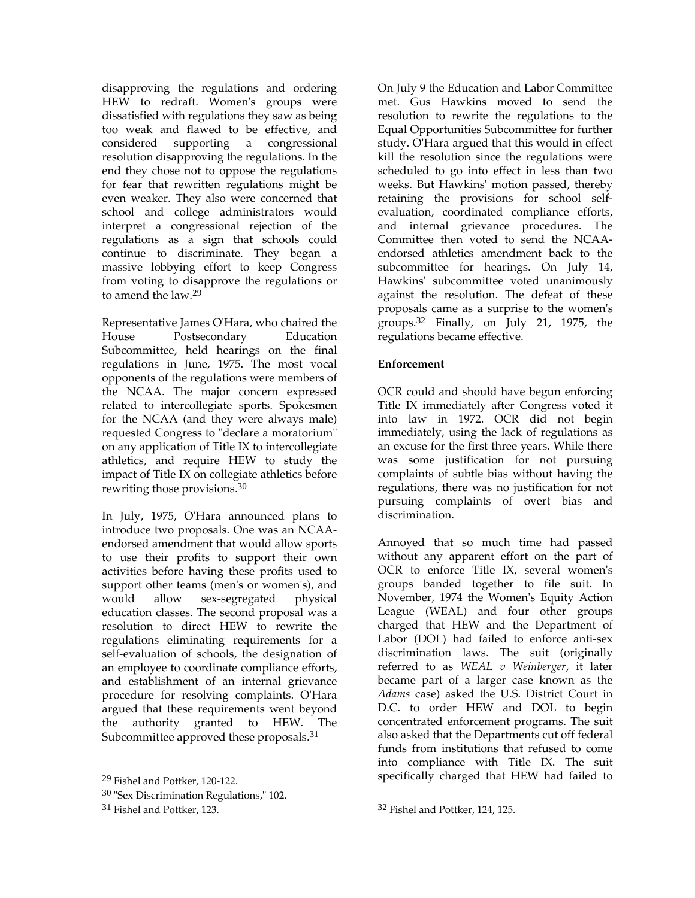disapproving the regulations and ordering HEW to redraft. Women's groups were dissatisfied with regulations they saw as being too weak and flawed to be effective, and considered supporting a congressional resolution disapproving the regulations. In the end they chose not to oppose the regulations for fear that rewritten regulations might be even weaker. They also were concerned that school and college administrators would interpret a congressional rejection of the regulations as a sign that schools could continue to discriminate. They began a massive lobbying effort to keep Congress from voting to disapprove the regulations or to amend the law.[29]

Representative James O'Hara, who chaired the House Postsecondary Education Subcommittee, held hearings on the final regulations in June, 1975. The most vocal opponents of the regulations were members of the NCAA. The major concern expressed related to intercollegiate sports. Spokesmen for the NCAA (and they were always male) requested Congress to "declare a moratorium" on any application of Title IX to intercollegiate athletics, and require HEW to study the impact of Title IX on collegiate athletics before rewriting those provisions.[30]

In July, 1975, O'Hara announced plans to introduce two proposals. One was an NCAA-endorsed amendment that would allow sports to use their profits to support their own activities before having these profits used to support other teams (men's or women's), and would allow sex-segregated physical education classes. The second proposal was a resolution to direct HEW to rewrite the regulations eliminating requirements for a self-evaluation of schools, the designation of an employee to coordinate compliance efforts, and establishment of an internal grievance procedure for resolving complaints. O'Hara argued that these requirements went beyond the authority granted to HEW. The Subcommittee approved these proposals.[31]

On July 9 the Education and Labor Committee met. Gus Hawkins moved to send the resolution to rewrite the regulations to the Equal Opportunities Subcommittee for further study. O'Hara argued that this would in effect kill the resolution since the regulations were scheduled to go into effect in less than two weeks. But Hawkins' motion passed, thereby retaining the provisions for school self-evaluation, coordinated compliance efforts, and internal grievance procedures. The Committee then voted to send the NCAA-endorsed athletics amendment back to the subcommittee for hearings. On July 14, Hawkins' subcommittee voted unanimously against the resolution. The defeat of these proposals came as a surprise to the women's groups.[32] Finally, on July 21, 1975, the regulations became effective.

**Enforcement**

OCR could and should have begun enforcing Title IX immediately after Congress voted it into law in 1972. OCR did not begin immediately, using the lack of regulations as an excuse for the first three years. While there was some justification for not pursuing complaints of subtle bias without having the regulations, there was no justification for not pursuing complaints of overt bias and discrimination.

Annoyed that so much time had passed without any apparent effort on the part of OCR to enforce Title IX, several women's groups banded together to file suit. In November, 1974 the Women's Equity Action League (WEAL) and four other groups charged that HEW and the Department of Labor (DOL) had failed to enforce anti-sex discrimination laws. The suit (originally referred to as *WEAL v Weinberger*, it later became part of a larger case known as the *Adams* case) asked the U.S. District Court in D.C. to order HEW and DOL to begin concentrated enforcement programs. The suit also asked that the Departments cut off federal funds from institutions that refused to come into compliance with Title IX. The suit specifically charged that HEW had failed to

---

[29] Fishel and Pottker, 120-122.

[30] "Sex Discrimination Regulations," 102.

[31] Fishel and Pottker, 123.

[32] Fishel and Pottker, 124, 125.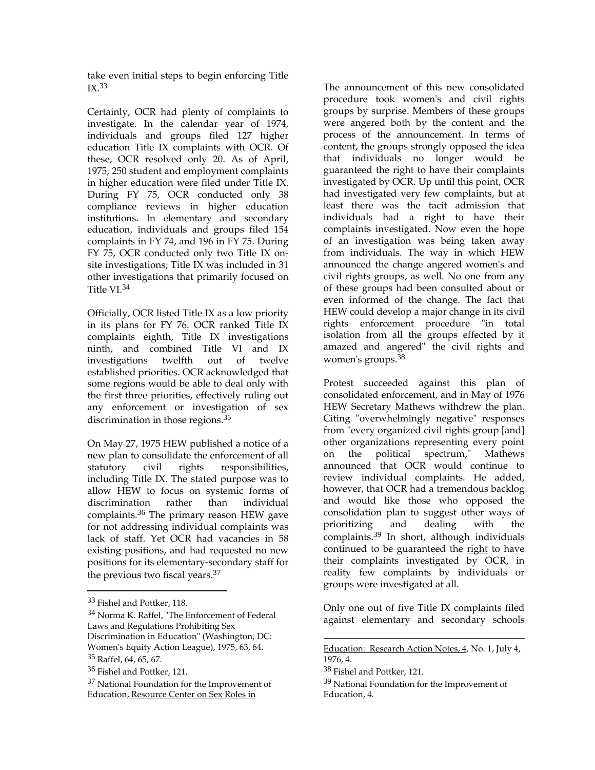take even initial steps to begin enforcing Title IX.[33]

Certainly, OCR had plenty of complaints to investigate. In the calendar year of 1974, individuals and groups filed 127 higher education Title IX complaints with OCR. Of these, OCR resolved only 20. As of April, 1975, 250 student and employment complaints in higher education were filed under Title IX. During FY 75, OCR conducted only 38 compliance reviews in higher education institutions. In elementary and secondary education, individuals and groups filed 154 complaints in FY 74, and 196 in FY 75. During FY 75, OCR conducted only two Title IX on-site investigations; Title IX was included in 31 other investigations that primarily focused on Title VI.[34]

Officially, OCR listed Title IX as a low priority in its plans for FY 76. OCR ranked Title IX complaints eighth, Title IX investigations ninth, and combined Title VI and IX investigations twelfth out of twelve established priorities. OCR acknowledged that some regions would be able to deal only with the first three priorities, effectively ruling out any enforcement or investigation of sex discrimination in those regions.[35]

On May 27, 1975 HEW published a notice of a new plan to consolidate the enforcement of all statutory civil rights responsibilities, including Title IX. The stated purpose was to allow HEW to focus on systemic forms of discrimination rather than individual complaints.[36] The primary reason HEW gave for not addressing individual complaints was lack of staff. Yet OCR had vacancies in 58 existing positions, and had requested no new positions for its elementary-secondary staff for the previous two fiscal years.[37]

The announcement of this new consolidated procedure took women's and civil rights groups by surprise. Members of these groups were angered both by the content and the process of the announcement. In terms of content, the groups strongly opposed the idea that individuals no longer would be guaranteed the right to have their complaints investigated by OCR. Up until this point, OCR had investigated very few complaints, but at least there was the tacit admission that individuals had a right to have their complaints investigated. Now even the hope of an investigation was being taken away from individuals. The way in which HEW announced the change angered women's and civil rights groups, as well. No one from any of these groups had been consulted about or even informed of the change. The fact that HEW could develop a major change in its civil rights enforcement procedure "in total isolation from all the groups effected by it amazed and angered" the civil rights and women's groups.[38]

Protest succeeded against this plan of consolidated enforcement, and in May of 1976 HEW Secretary Mathews withdrew the plan. Citing "overwhelmingly negative" responses from "every organized civil rights group [and] other organizations representing every point on the political spectrum," Mathews announced that OCR would continue to review individual complaints. He added, however, that OCR had a tremendous backlog and would like those who opposed the consolidation plan to suggest other ways of prioritizing and dealing with the complaints.[39] In short, although individuals continued to be guaranteed the right to have their complaints investigated by OCR, in reality few complaints by individuals or groups were investigated at all.

Only one out of five Title IX complaints filed against elementary and secondary schools

---

[33] Fishel and Pottker, 118.

[34] Norma K. Raffel, "The Enforcement of Federal Laws and Regulations Prohibiting Sex Discrimination in Education" (Washington, DC: Women's Equity Action League), 1975, 63, 64.

[35] Raffel, 64, 65, 67.

[36] Fishel and Pottker, 121.

[37] National Foundation for the Improvement of Education, Resource Center on Sex Roles in Education: Research Action Notes, 4, No. 1, July 4, 1976, 4.

[38] Fishel and Pottker, 121.

[39] National Foundation for the Improvement of Education, 4.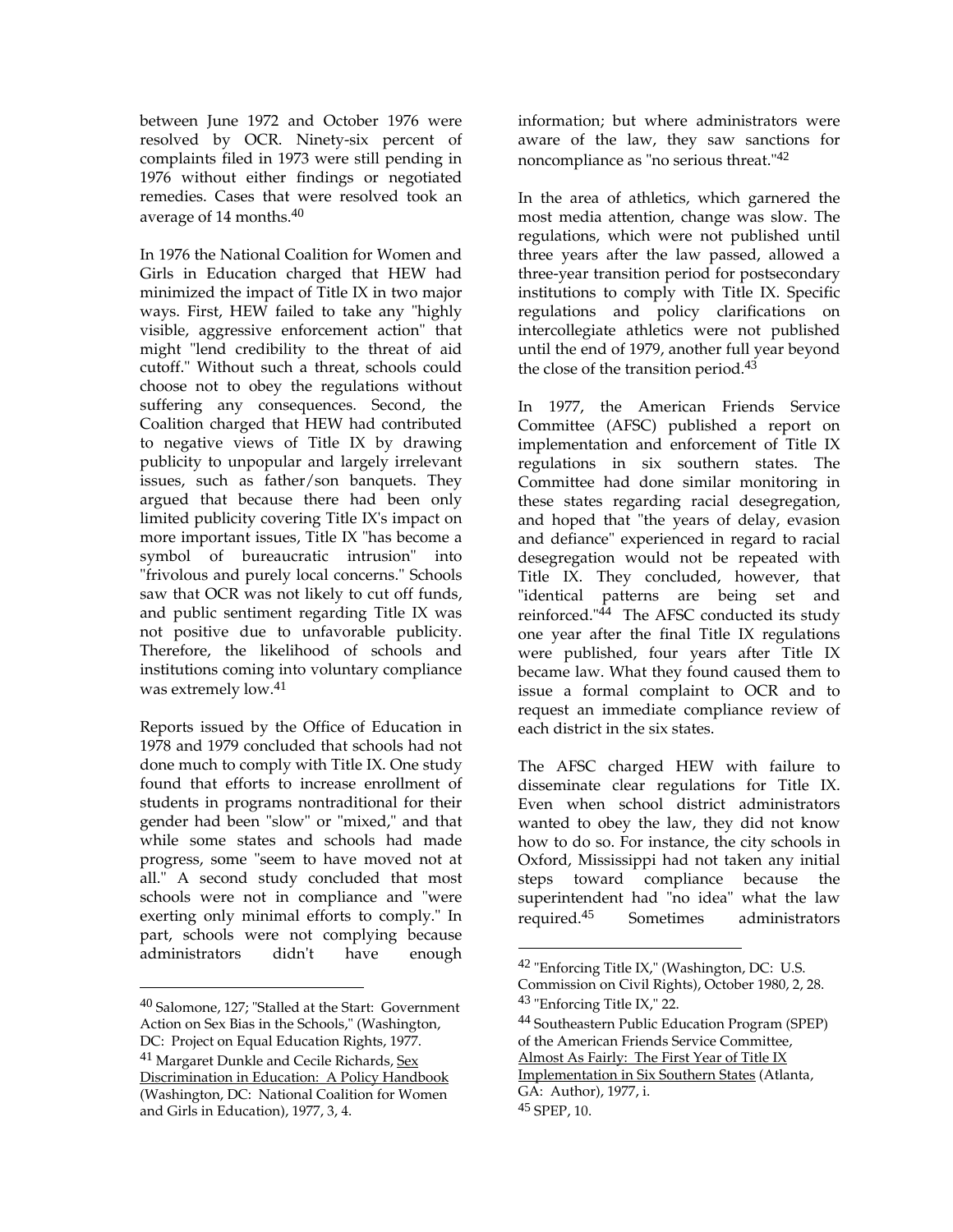between June 1972 and October 1976 were resolved by OCR. Ninety-six percent of complaints filed in 1973 were still pending in 1976 without either findings or negotiated remedies. Cases that were resolved took an average of 14 months.[40]

In 1976 the National Coalition for Women and Girls in Education charged that HEW had minimized the impact of Title IX in two major ways. First, HEW failed to take any "highly visible, aggressive enforcement action" that might "lend credibility to the threat of aid cutoff." Without such a threat, schools could choose not to obey the regulations without suffering any consequences. Second, the Coalition charged that HEW had contributed to negative views of Title IX by drawing publicity to unpopular and largely irrelevant issues, such as father/son banquets. They argued that because there had been only limited publicity covering Title IX's impact on more important issues, Title IX "has become a symbol of bureaucratic intrusion" into "frivolous and purely local concerns." Schools saw that OCR was not likely to cut off funds, and public sentiment regarding Title IX was not positive due to unfavorable publicity. Therefore, the likelihood of schools and institutions coming into voluntary compliance was extremely low.[41]

Reports issued by the Office of Education in 1978 and 1979 concluded that schools had not done much to comply with Title IX. One study found that efforts to increase enrollment of students in programs nontraditional for their gender had been "slow" or "mixed," and that while some states and schools had made progress, some "seem to have moved not at all." A second study concluded that most schools were not in compliance and "were exerting only minimal efforts to comply." In part, schools were not complying because administrators didn't have enough information; but where administrators were aware of the law, they saw sanctions for noncompliance as "no serious threat."[42]

In the area of athletics, which garnered the most media attention, change was slow. The regulations, which were not published until three years after the law passed, allowed a three-year transition period for postsecondary institutions to comply with Title IX. Specific regulations and policy clarifications on intercollegiate athletics were not published until the end of 1979, another full year beyond the close of the transition period.[43]

In 1977, the American Friends Service Committee (AFSC) published a report on implementation and enforcement of Title IX regulations in six southern states. The Committee had done similar monitoring in these states regarding racial desegregation, and hoped that "the years of delay, evasion and defiance" experienced in regard to racial desegregation would not be repeated with Title IX. They concluded, however, that "identical patterns are being set and reinforced."[44] The AFSC conducted its study one year after the final Title IX regulations were published, four years after Title IX became law. What they found caused them to issue a formal complaint to OCR and to request an immediate compliance review of each district in the six states.

The AFSC charged HEW with failure to disseminate clear regulations for Title IX. Even when school district administrators wanted to obey the law, they did not know how to do so. For instance, the city schools in Oxford, Mississippi had not taken any initial steps toward compliance because the superintendent had "no idea" what the law required.[45] Sometimes administrators

---

[40] Salomone, 127; "Stalled at the Start: Government Action on Sex Bias in the Schools," (Washington, DC: Project on Equal Education Rights, 1977.

[41] Margaret Dunkle and Cecile Richards, Sex Discrimination in Education: A Policy Handbook (Washington, DC: National Coalition for Women and Girls in Education), 1977, 3, 4.

[42] "Enforcing Title IX," (Washington, DC: U.S. Commission on Civil Rights), October 1980, 2, 28.

[43] "Enforcing Title IX," 22.

[44] Southeastern Public Education Program (SPEP) of the American Friends Service Committee, Almost As Fairly: The First Year of Title IX Implementation in Six Southern States (Atlanta, GA: Author), 1977, i.

[45] SPEP, 10.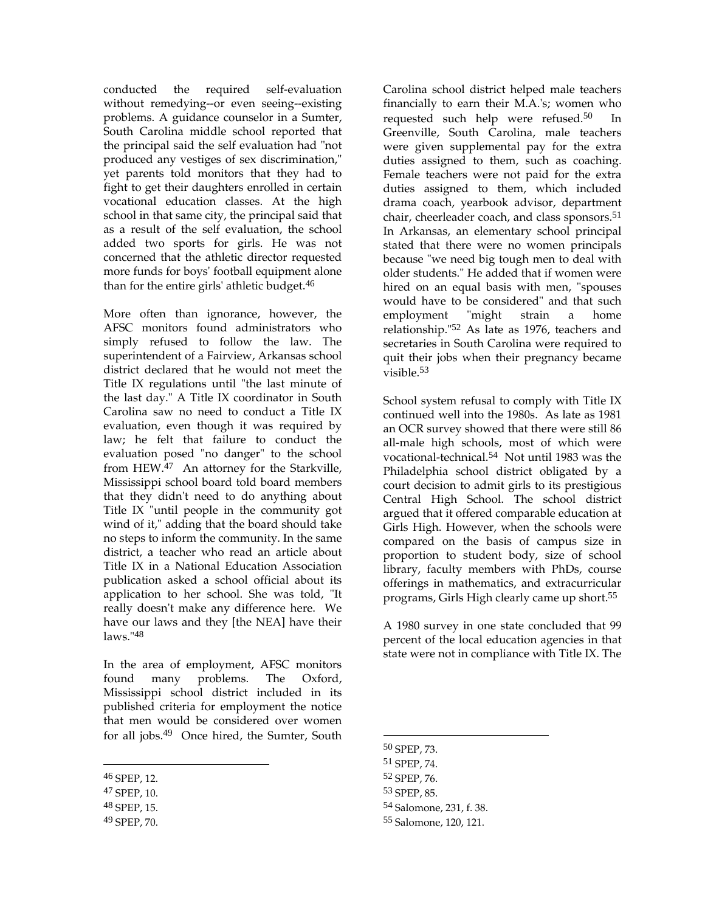conducted the required self-evaluation without remedying--or even seeing--existing problems. A guidance counselor in a Sumter, South Carolina middle school reported that the principal said the self evaluation had "not produced any vestiges of sex discrimination," yet parents told monitors that they had to fight to get their daughters enrolled in certain vocational education classes. At the high school in that same city, the principal said that as a result of the self evaluation, the school added two sports for girls. He was not concerned that the athletic director requested more funds for boys' football equipment alone than for the entire girls' athletic budget.[46]

More often than ignorance, however, the AFSC monitors found administrators who simply refused to follow the law. The superintendent of a Fairview, Arkansas school district declared that he would not meet the Title IX regulations until "the last minute of the last day." A Title IX coordinator in South Carolina saw no need to conduct a Title IX evaluation, even though it was required by law; he felt that failure to conduct the evaluation posed "no danger" to the school from HEW.[47] An attorney for the Starkville, Mississippi school board told board members that they didn't need to do anything about Title IX "until people in the community got wind of it," adding that the board should take no steps to inform the community. In the same district, a teacher who read an article about Title IX in a National Education Association publication asked a school official about its application to her school. She was told, "It really doesn't make any difference here. We have our laws and they [the NEA] have their laws."[48]

In the area of employment, AFSC monitors found many problems. The Oxford, Mississippi school district included in its published criteria for employment the notice that men would be considered over women for all jobs.[49] Once hired, the Sumter, South Carolina school district helped male teachers financially to earn their M.A.'s; women who requested such help were refused.[50] In Greenville, South Carolina, male teachers were given supplemental pay for the extra duties assigned to them, such as coaching. Female teachers were not paid for the extra duties assigned to them, which included drama coach, yearbook advisor, department chair, cheerleader coach, and class sponsors.[51] In Arkansas, an elementary school principal stated that there were no women principals because "we need big tough men to deal with older students." He added that if women were hired on an equal basis with men, "spouses would have to be considered" and that such employment "might strain a home relationship."[52] As late as 1976, teachers and secretaries in South Carolina were required to quit their jobs when their pregnancy became visible.[53]

School system refusal to comply with Title IX continued well into the 1980s. As late as 1981 an OCR survey showed that there were still 86 all-male high schools, most of which were vocational-technical.[54] Not until 1983 was the Philadelphia school district obligated by a court decision to admit girls to its prestigious Central High School. The school district argued that it offered comparable education at Girls High. However, when the schools were compared on the basis of campus size in proportion to student body, size of school library, faculty members with PhDs, course offerings in mathematics, and extracurricular programs, Girls High clearly came up short.[55]

A 1980 survey in one state concluded that 99 percent of the local education agencies in that state were not in compliance with Title IX. The

---

[46] SPEP, 12.

[47] SPEP, 10.

[48] SPEP, 15.

[49] SPEP, 70.

[50] SPEP, 73.

[51] SPEP, 74.

[52] SPEP, 76.

[53] SPEP, 85.

[54] Salomone, 231, f. 38.

[55] Salomone, 120, 121.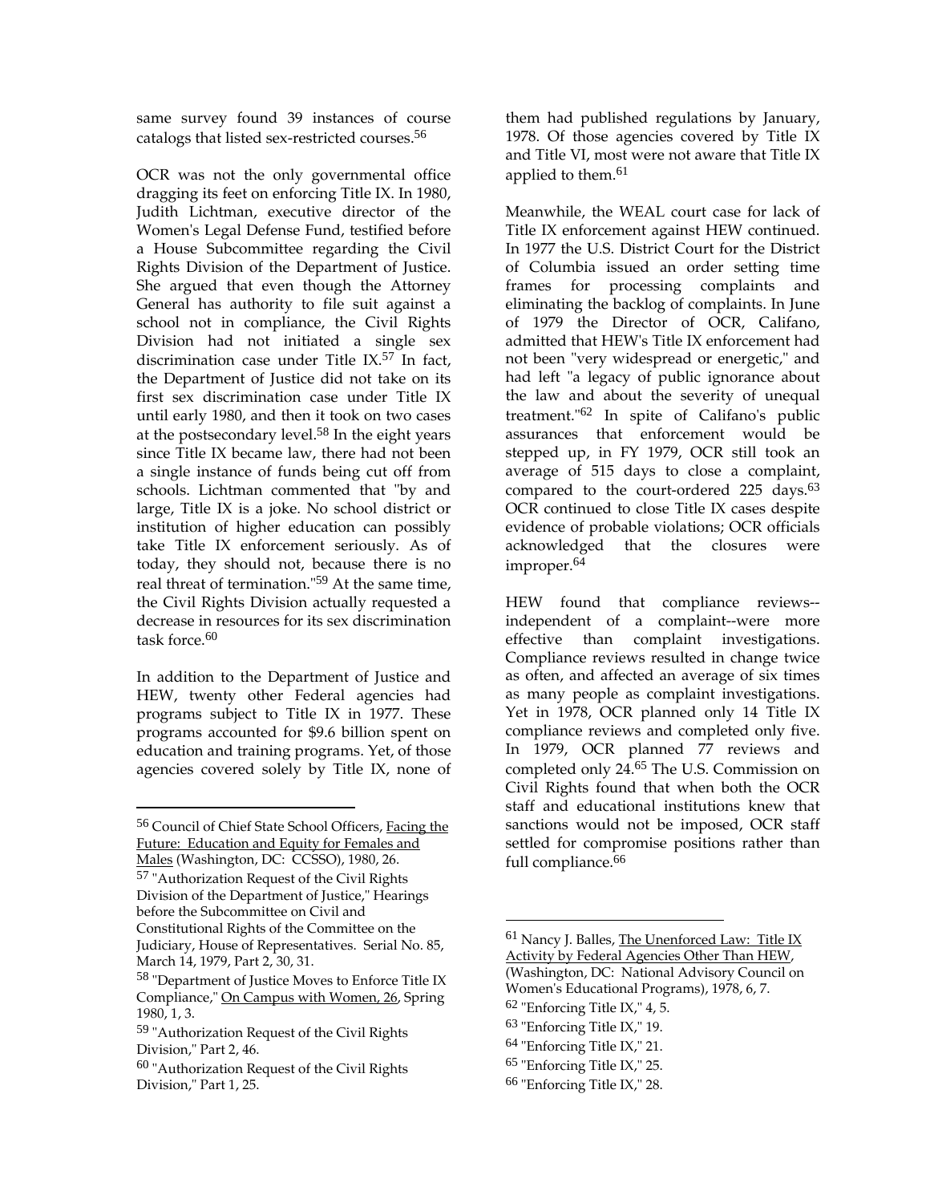same survey found 39 instances of course catalogs that listed sex-restricted courses.[56]

OCR was not the only governmental office dragging its feet on enforcing Title IX. In 1980, Judith Lichtman, executive director of the Women's Legal Defense Fund, testified before a House Subcommittee regarding the Civil Rights Division of the Department of Justice. She argued that even though the Attorney General has authority to file suit against a school not in compliance, the Civil Rights Division had not initiated a single sex discrimination case under Title IX.[57] In fact, the Department of Justice did not take on its first sex discrimination case under Title IX until early 1980, and then it took on two cases at the postsecondary level.[58] In the eight years since Title IX became law, there had not been a single instance of funds being cut off from schools. Lichtman commented that "by and large, Title IX is a joke. No school district or institution of higher education can possibly take Title IX enforcement seriously. As of today, they should not, because there is no real threat of termination."[59] At the same time, the Civil Rights Division actually requested a decrease in resources for its sex discrimination task force.[60]

In addition to the Department of Justice and HEW, twenty other Federal agencies had programs subject to Title IX in 1977. These programs accounted for $9.6 billion spent on education and training programs. Yet, of those agencies covered solely by Title IX, none of them had published regulations by January, 1978. Of those agencies covered by Title IX and Title VI, most were not aware that Title IX applied to them.[61]

Meanwhile, the WEAL court case for lack of Title IX enforcement against HEW continued. In 1977 the U.S. District Court for the District of Columbia issued an order setting time frames for processing complaints and eliminating the backlog of complaints. In June of 1979 the Director of OCR, Califano, admitted that HEW's Title IX enforcement had not been "very widespread or energetic," and had left "a legacy of public ignorance about the law and about the severity of unequal treatment."[62] In spite of Califano's public assurances that enforcement would be stepped up, in FY 1979, OCR still took an average of 515 days to close a complaint, compared to the court-ordered 225 days.[63] OCR continued to close Title IX cases despite evidence of probable violations; OCR officials acknowledged that the closures were improper.[64]

HEW found that compliance reviews--independent of a complaint--were more effective than complaint investigations. Compliance reviews resulted in change twice as often, and affected an average of six times as many people as complaint investigations. Yet in 1978, OCR planned only 14 Title IX compliance reviews and completed only five. In 1979, OCR planned 77 reviews and completed only 24.[65] The U.S. Commission on Civil Rights found that when both the OCR staff and educational institutions knew that sanctions would not be imposed, OCR staff settled for compromise positions rather than full compliance.[66]

---

[56] Council of Chief State School Officers, Facing the Future: Education and Equity for Females and Males (Washington, DC: CCSSO), 1980, 26.

[57] "Authorization Request of the Civil Rights Division of the Department of Justice," Hearings before the Subcommittee on Civil and Constitutional Rights of the Committee on the Judiciary, House of Representatives. Serial No. 85, March 14, 1979, Part 2, 30, 31.

[58] "Department of Justice Moves to Enforce Title IX Compliance," On Campus with Women, 26, Spring 1980, 1, 3.

[59] "Authorization Request of the Civil Rights Division," Part 2, 46.

[60] "Authorization Request of the Civil Rights Division," Part 1, 25.

[61] Nancy J. Balles, The Unenforced Law: Title IX Activity by Federal Agencies Other Than HEW, (Washington, DC: National Advisory Council on Women's Educational Programs), 1978, 6, 7.

[62] "Enforcing Title IX," 4, 5.

[63] "Enforcing Title IX," 19.

[64] "Enforcing Title IX," 21.

[65] "Enforcing Title IX," 25.

[66] "Enforcing Title IX," 28.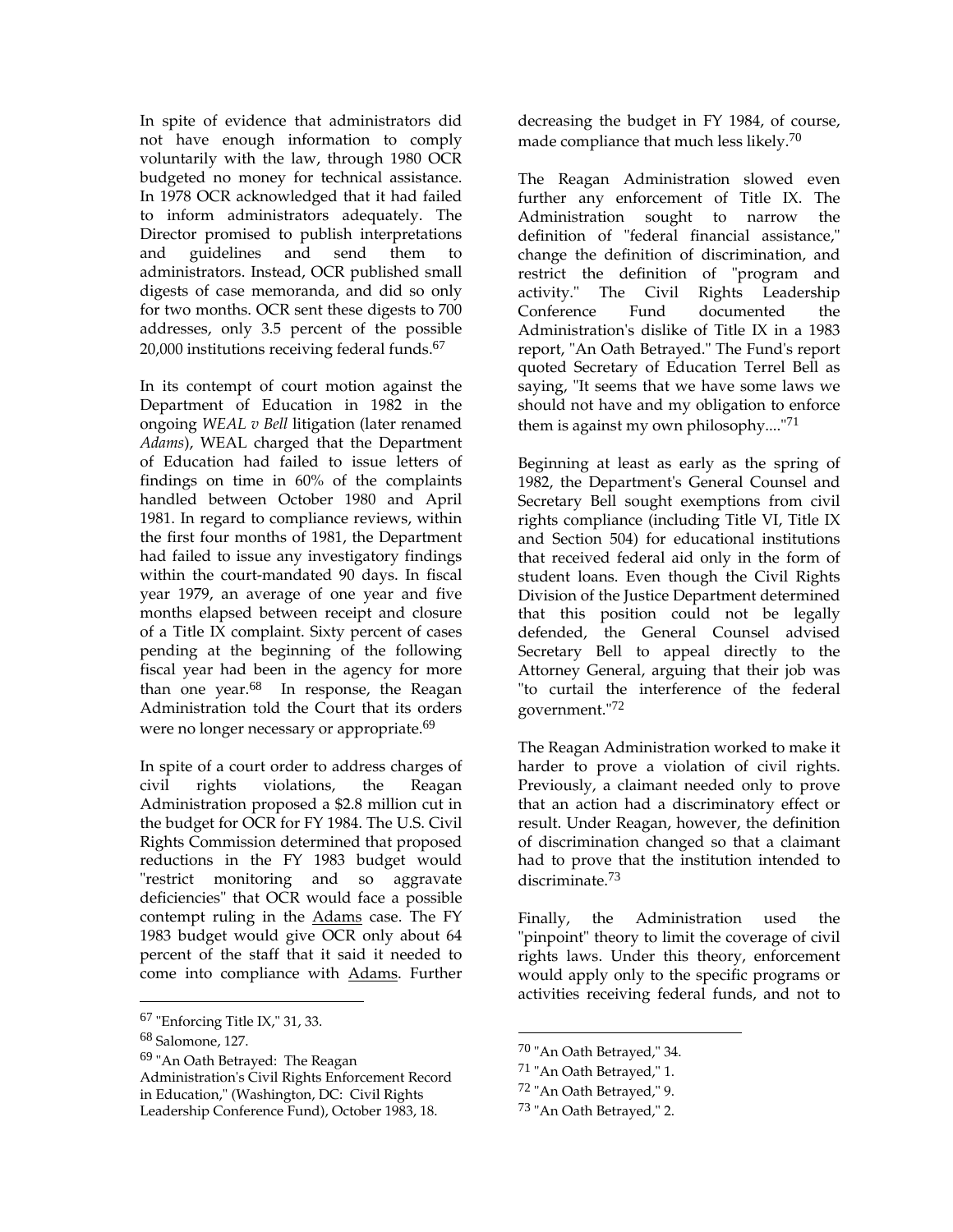In spite of evidence that administrators did not have enough information to comply voluntarily with the law, through 1980 OCR budgeted no money for technical assistance. In 1978 OCR acknowledged that it had failed to inform administrators adequately. The Director promised to publish interpretations and guidelines and send them to administrators. Instead, OCR published small digests of case memoranda, and did so only for two months. OCR sent these digests to 700 addresses, only 3.5 percent of the possible 20,000 institutions receiving federal funds.[67]

In its contempt of court motion against the Department of Education in 1982 in the ongoing *WEAL v Bell* litigation (later renamed *Adams*), WEAL charged that the Department of Education had failed to issue letters of findings on time in 60% of the complaints handled between October 1980 and April 1981. In regard to compliance reviews, within the first four months of 1981, the Department had failed to issue any investigatory findings within the court-mandated 90 days. In fiscal year 1979, an average of one year and five months elapsed between receipt and closure of a Title IX complaint. Sixty percent of cases pending at the beginning of the following fiscal year had been in the agency for more than one year.[68] In response, the Reagan Administration told the Court that its orders were no longer necessary or appropriate.[69]

In spite of a court order to address charges of civil rights violations, the Reagan Administration proposed a $2.8 million cut in the budget for OCR for FY 1984. The U.S. Civil Rights Commission determined that proposed reductions in the FY 1983 budget would "restrict monitoring and so aggravate deficiencies" that OCR would face a possible contempt ruling in the Adams case. The FY 1983 budget would give OCR only about 64 percent of the staff that it said it needed to come into compliance with Adams. Further decreasing the budget in FY 1984, of course, made compliance that much less likely.[70]

The Reagan Administration slowed even further any enforcement of Title IX. The Administration sought to narrow the definition of "federal financial assistance," change the definition of discrimination, and restrict the definition of "program and activity." The Civil Rights Leadership Conference Fund documented the Administration's dislike of Title IX in a 1983 report, "An Oath Betrayed." The Fund's report quoted Secretary of Education Terrel Bell as saying, "It seems that we have some laws we should not have and my obligation to enforce them is against my own philosophy...."[71]

Beginning at least as early as the spring of 1982, the Department's General Counsel and Secretary Bell sought exemptions from civil rights compliance (including Title VI, Title IX and Section 504) for educational institutions that received federal aid only in the form of student loans. Even though the Civil Rights Division of the Justice Department determined that this position could not be legally defended, the General Counsel advised Secretary Bell to appeal directly to the Attorney General, arguing that their job was "to curtail the interference of the federal government."[72]

The Reagan Administration worked to make it harder to prove a violation of civil rights. Previously, a claimant needed only to prove that an action had a discriminatory effect or result. Under Reagan, however, the definition of discrimination changed so that a claimant had to prove that the institution intended to discriminate.[73]

Finally, the Administration used the "pinpoint" theory to limit the coverage of civil rights laws. Under this theory, enforcement would apply only to the specific programs or activities receiving federal funds, and not to

---

[67] "Enforcing Title IX," 31, 33.

[68] Salomone, 127.

[69] "An Oath Betrayed: The Reagan Administration's Civil Rights Enforcement Record in Education," (Washington, DC: Civil Rights Leadership Conference Fund), October 1983, 18.

[70] "An Oath Betrayed," 34.

[71] "An Oath Betrayed," 1.

[72] "An Oath Betrayed," 9.

[73] "An Oath Betrayed," 2.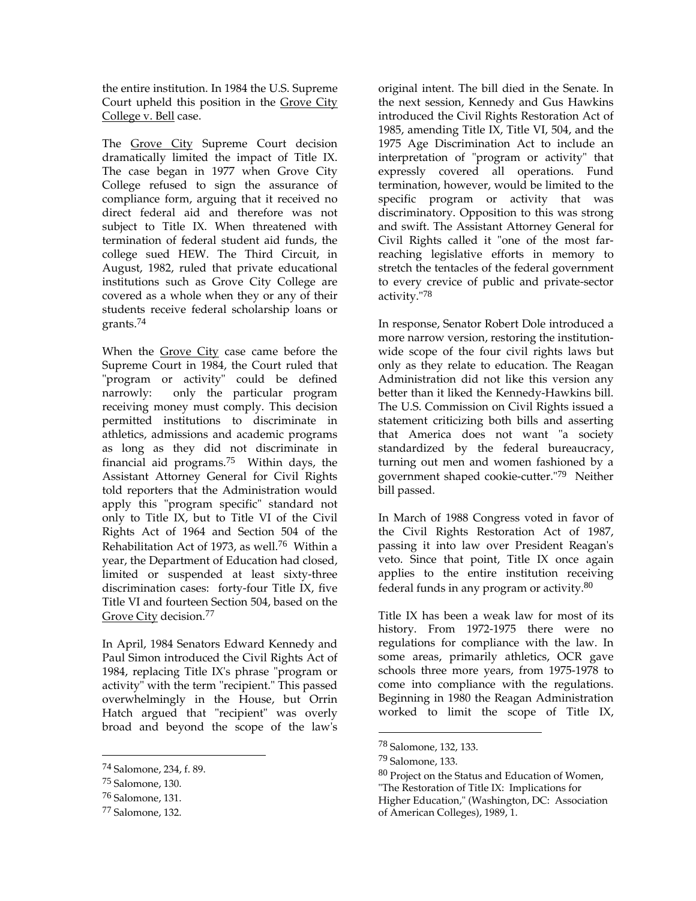the entire institution. In 1984 the U.S. Supreme Court upheld this position in the Grove City College v. Bell case.

The Grove City Supreme Court decision dramatically limited the impact of Title IX. The case began in 1977 when Grove City College refused to sign the assurance of compliance form, arguing that it received no direct federal aid and therefore was not subject to Title IX. When threatened with termination of federal student aid funds, the college sued HEW. The Third Circuit, in August, 1982, ruled that private educational institutions such as Grove City College are covered as a whole when they or any of their students receive federal scholarship loans or grants.[74]

When the Grove City case came before the Supreme Court in 1984, the Court ruled that "program or activity" could be defined narrowly: only the particular program receiving money must comply. This decision permitted institutions to discriminate in athletics, admissions and academic programs as long as they did not discriminate in financial aid programs.[75] Within days, the Assistant Attorney General for Civil Rights told reporters that the Administration would apply this "program specific" standard not only to Title IX, but to Title VI of the Civil Rights Act of 1964 and Section 504 of the Rehabilitation Act of 1973, as well.[76] Within a year, the Department of Education had closed, limited or suspended at least sixty-three discrimination cases: forty-four Title IX, five Title VI and fourteen Section 504, based on the Grove City decision.[77]

In April, 1984 Senators Edward Kennedy and Paul Simon introduced the Civil Rights Act of 1984, replacing Title IX's phrase "program or activity" with the term "recipient." This passed overwhelmingly in the House, but Orrin Hatch argued that "recipient" was overly broad and beyond the scope of the law's original intent. The bill died in the Senate. In the next session, Kennedy and Gus Hawkins introduced the Civil Rights Restoration Act of 1985, amending Title IX, Title VI, 504, and the 1975 Age Discrimination Act to include an interpretation of "program or activity" that expressly covered all operations. Fund termination, however, would be limited to the specific program or activity that was discriminatory. Opposition to this was strong and swift. The Assistant Attorney General for Civil Rights called it "one of the most far-reaching legislative efforts in memory to stretch the tentacles of the federal government to every crevice of public and private-sector activity."[78]

In response, Senator Robert Dole introduced a more narrow version, restoring the institution-wide scope of the four civil rights laws but only as they relate to education. The Reagan Administration did not like this version any better than it liked the Kennedy-Hawkins bill. The U.S. Commission on Civil Rights issued a statement criticizing both bills and asserting that America does not want "a society standardized by the federal bureaucracy, turning out men and women fashioned by a government shaped cookie-cutter."[79] Neither bill passed.

In March of 1988 Congress voted in favor of the Civil Rights Restoration Act of 1987, passing it into law over President Reagan's veto. Since that point, Title IX once again applies to the entire institution receiving federal funds in any program or activity.[80]

Title IX has been a weak law for most of its history. From 1972-1975 there were no regulations for compliance with the law. In some areas, primarily athletics, OCR gave schools three more years, from 1975-1978 to come into compliance with the regulations. Beginning in 1980 the Reagan Administration worked to limit the scope of Title IX,

---

[74] Salomone, 234, f. 89.

[75] Salomone, 130.

[76] Salomone, 131.

[77] Salomone, 132.

[78] Salomone, 132, 133.

[79] Salomone, 133.

[80] Project on the Status and Education of Women, "The Restoration of Title IX: Implications for Higher Education," (Washington, DC: Association of American Colleges), 1989, 1.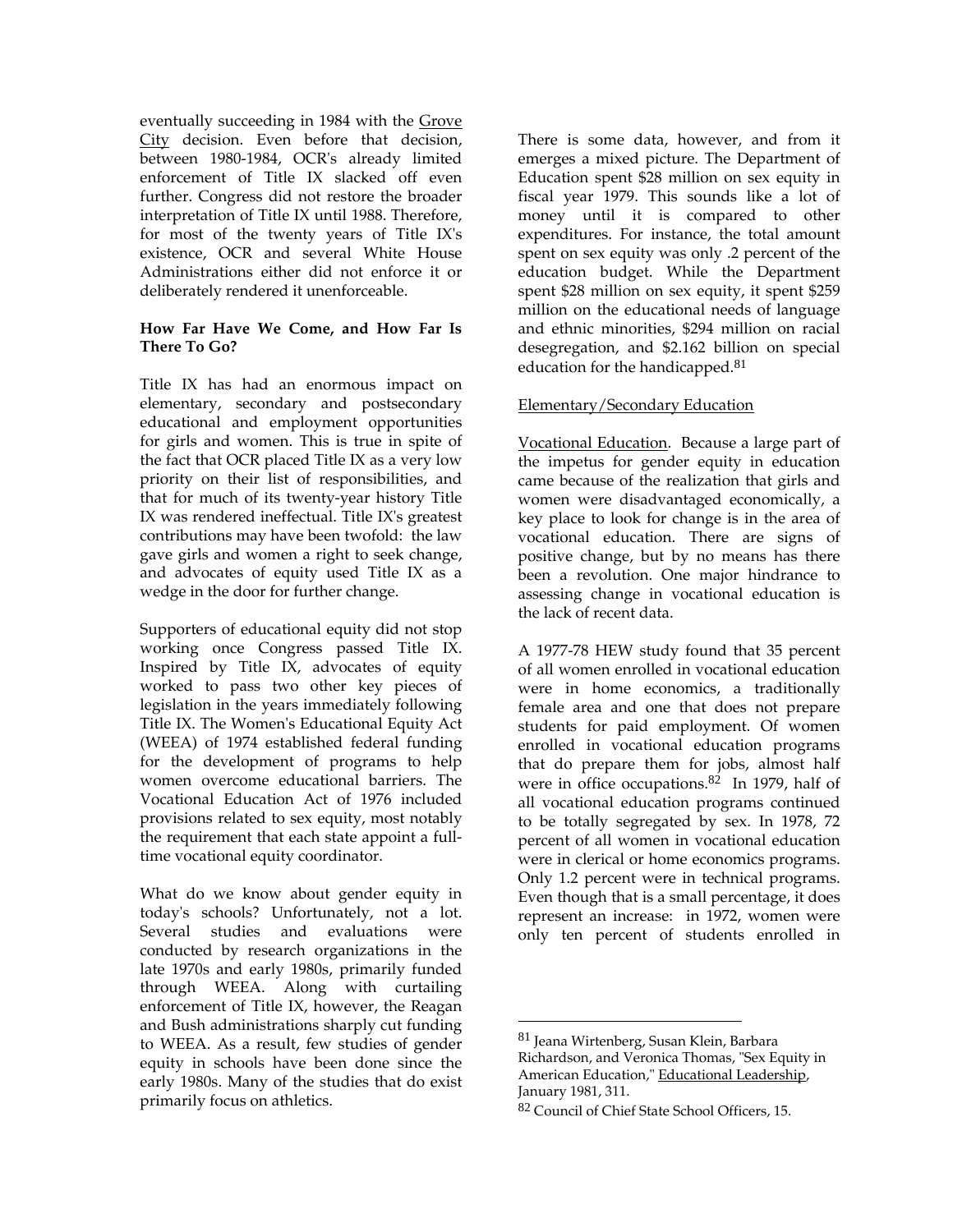eventually succeeding in 1984 with the Grove City decision. Even before that decision, between 1980-1984, OCR's already limited enforcement of Title IX slacked off even further. Congress did not restore the broader interpretation of Title IX until 1988. Therefore, for most of the twenty years of Title IX's existence, OCR and several White House Administrations either did not enforce it or deliberately rendered it unenforceable.

**How Far Have We Come, and How Far Is There To Go?**

Title IX has had an enormous impact on elementary, secondary and postsecondary educational and employment opportunities for girls and women. This is true in spite of the fact that OCR placed Title IX as a very low priority on their list of responsibilities, and that for much of its twenty-year history Title IX was rendered ineffectual. Title IX's greatest contributions may have been twofold: the law gave girls and women a right to seek change, and advocates of equity used Title IX as a wedge in the door for further change.

Supporters of educational equity did not stop working once Congress passed Title IX. Inspired by Title IX, advocates of equity worked to pass two other key pieces of legislation in the years immediately following Title IX. The Women's Educational Equity Act (WEEA) of 1974 established federal funding for the development of programs to help women overcome educational barriers. The Vocational Education Act of 1976 included provisions related to sex equity, most notably the requirement that each state appoint a full-time vocational equity coordinator.

What do we know about gender equity in today's schools? Unfortunately, not a lot. Several studies and evaluations were conducted by research organizations in the late 1970s and early 1980s, primarily funded through WEEA. Along with curtailing enforcement of Title IX, however, the Reagan and Bush administrations sharply cut funding to WEEA. As a result, few studies of gender equity in schools have been done since the early 1980s. Many of the studies that do exist primarily focus on athletics.

There is some data, however, and from it emerges a mixed picture. The Department of Education spent $28 million on sex equity in fiscal year 1979. This sounds like a lot of money until it is compared to other expenditures. For instance, the total amount spent on sex equity was only .2 percent of the education budget. While the Department spent $28 million on sex equity, it spent $259 million on the educational needs of language and ethnic minorities, $294 million on racial desegregation, and $2.162 billion on special education for the handicapped.[81]

Elementary/Secondary Education

Vocational Education. Because a large part of the impetus for gender equity in education came because of the realization that girls and women were disadvantaged economically, a key place to look for change is in the area of vocational education. There are signs of positive change, but by no means has there been a revolution. One major hindrance to assessing change in vocational education is the lack of recent data.

A 1977-78 HEW study found that 35 percent of all women enrolled in vocational education were in home economics, a traditionally female area and one that does not prepare students for paid employment. Of women enrolled in vocational education programs that do prepare them for jobs, almost half were in office occupations.[82] In 1979, half of all vocational education programs continued to be totally segregated by sex. In 1978, 72 percent of all women in vocational education were in clerical or home economics programs. Only 1.2 percent were in technical programs. Even though that is a small percentage, it does represent an increase: in 1972, women were only ten percent of students enrolled in

[81] Jeana Wirtenberg, Susan Klein, Barbara Richardson, and Veronica Thomas, "Sex Equity in American Education," Educational Leadership, January 1981, 311.

[82] Council of Chief State School Officers, 15.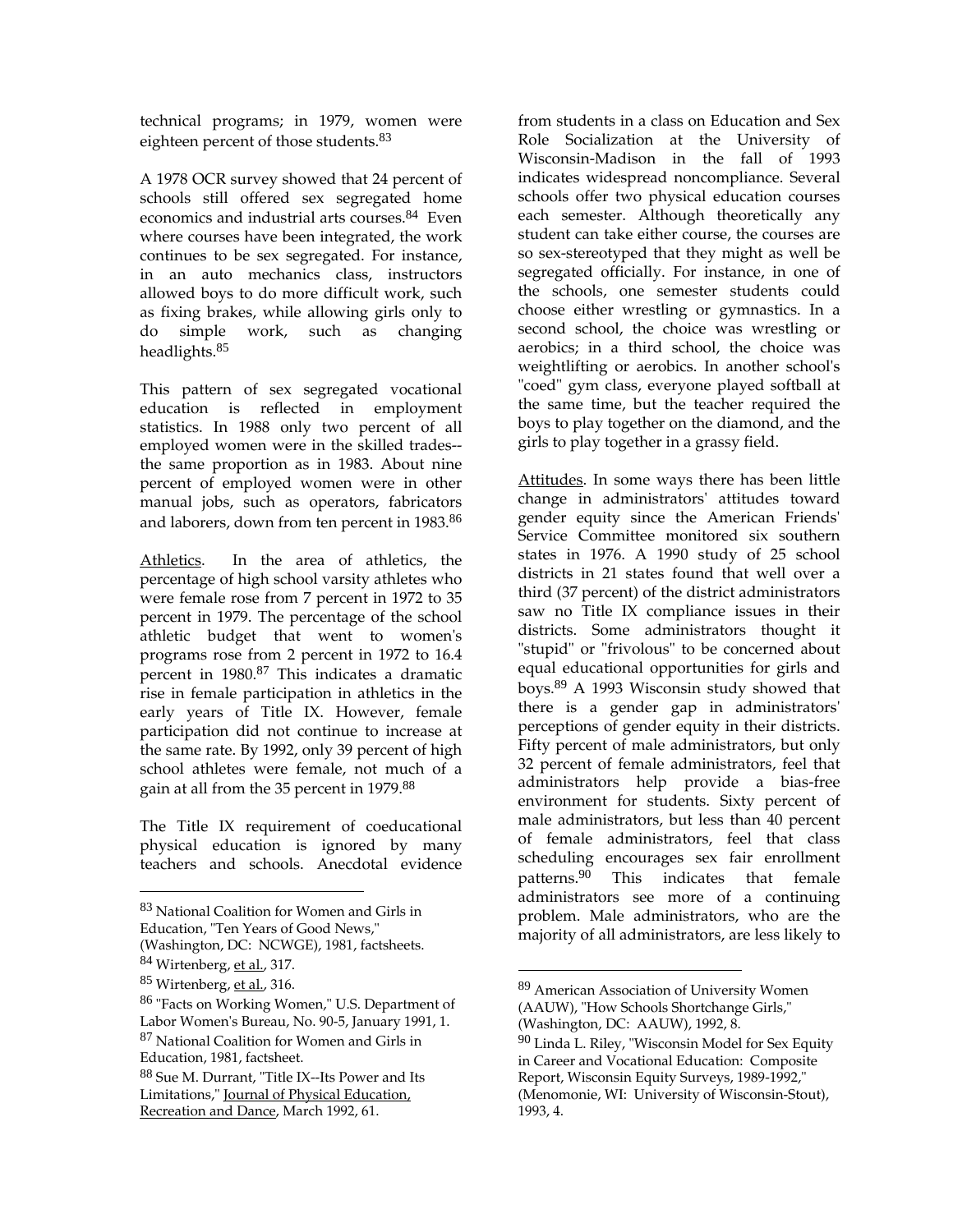technical programs; in 1979, women were eighteen percent of those students.[83]

A 1978 OCR survey showed that 24 percent of schools still offered sex segregated home economics and industrial arts courses.[84] Even where courses have been integrated, the work continues to be sex segregated. For instance, in an auto mechanics class, instructors allowed boys to do more difficult work, such as fixing brakes, while allowing girls only to do simple work, such as changing headlights.[85]

This pattern of sex segregated vocational education is reflected in employment statistics. In 1988 only two percent of all employed women were in the skilled trades--the same proportion as in 1983. About nine percent of employed women were in other manual jobs, such as operators, fabricators and laborers, down from ten percent in 1983.[86]

Athletics. In the area of athletics, the percentage of high school varsity athletes who were female rose from 7 percent in 1972 to 35 percent in 1979. The percentage of the school athletic budget that went to women's programs rose from 2 percent in 1972 to 16.4 percent in 1980.[87] This indicates a dramatic rise in female participation in athletics in the early years of Title IX. However, female participation did not continue to increase at the same rate. By 1992, only 39 percent of high school athletes were female, not much of a gain at all from the 35 percent in 1979.[88]

The Title IX requirement of coeducational physical education is ignored by many teachers and schools. Anecdotal evidence from students in a class on Education and Sex Role Socialization at the University of Wisconsin-Madison in the fall of 1993 indicates widespread noncompliance. Several schools offer two physical education courses each semester. Although theoretically any student can take either course, the courses are so sex-stereotyped that they might as well be segregated officially. For instance, in one of the schools, one semester students could choose either wrestling or gymnastics. In a second school, the choice was wrestling or aerobics; in a third school, the choice was weightlifting or aerobics. In another school's "coed" gym class, everyone played softball at the same time, but the teacher required the boys to play together on the diamond, and the girls to play together in a grassy field.

Attitudes. In some ways there has been little change in administrators' attitudes toward gender equity since the American Friends' Service Committee monitored six southern states in 1976. A 1990 study of 25 school districts in 21 states found that well over a third (37 percent) of the district administrators saw no Title IX compliance issues in their districts. Some administrators thought it "stupid" or "frivolous" to be concerned about equal educational opportunities for girls and boys.[89] A 1993 Wisconsin study showed that there is a gender gap in administrators' perceptions of gender equity in their districts. Fifty percent of male administrators, but only 32 percent of female administrators, feel that administrators help provide a bias-free environment for students. Sixty percent of male administrators, but less than 40 percent of female administrators, feel that class scheduling encourages sex fair enrollment patterns.[90] This indicates that female administrators see more of a continuing problem. Male administrators, who are the majority of all administrators, are less likely to

---

[83] National Coalition for Women and Girls in Education, "Ten Years of Good News," (Washington, DC: NCWGE), 1981, factsheets.

[84] Wirtenberg, et al., 317.

[85] Wirtenberg, et al., 316.

[86] "Facts on Working Women," U.S. Department of Labor Women's Bureau, No. 90-5, January 1991, 1.

[87] National Coalition for Women and Girls in Education, 1981, factsheet.

[88] Sue M. Durrant, "Title IX--Its Power and Its Limitations," Journal of Physical Education, Recreation and Dance, March 1992, 61.

[89] American Association of University Women (AAUW), "How Schools Shortchange Girls," (Washington, DC: AAUW), 1992, 8.

[90] Linda L. Riley, "Wisconsin Model for Sex Equity in Career and Vocational Education: Composite Report, Wisconsin Equity Surveys, 1989-1992," (Menomonie, WI: University of Wisconsin-Stout), 1993, 4.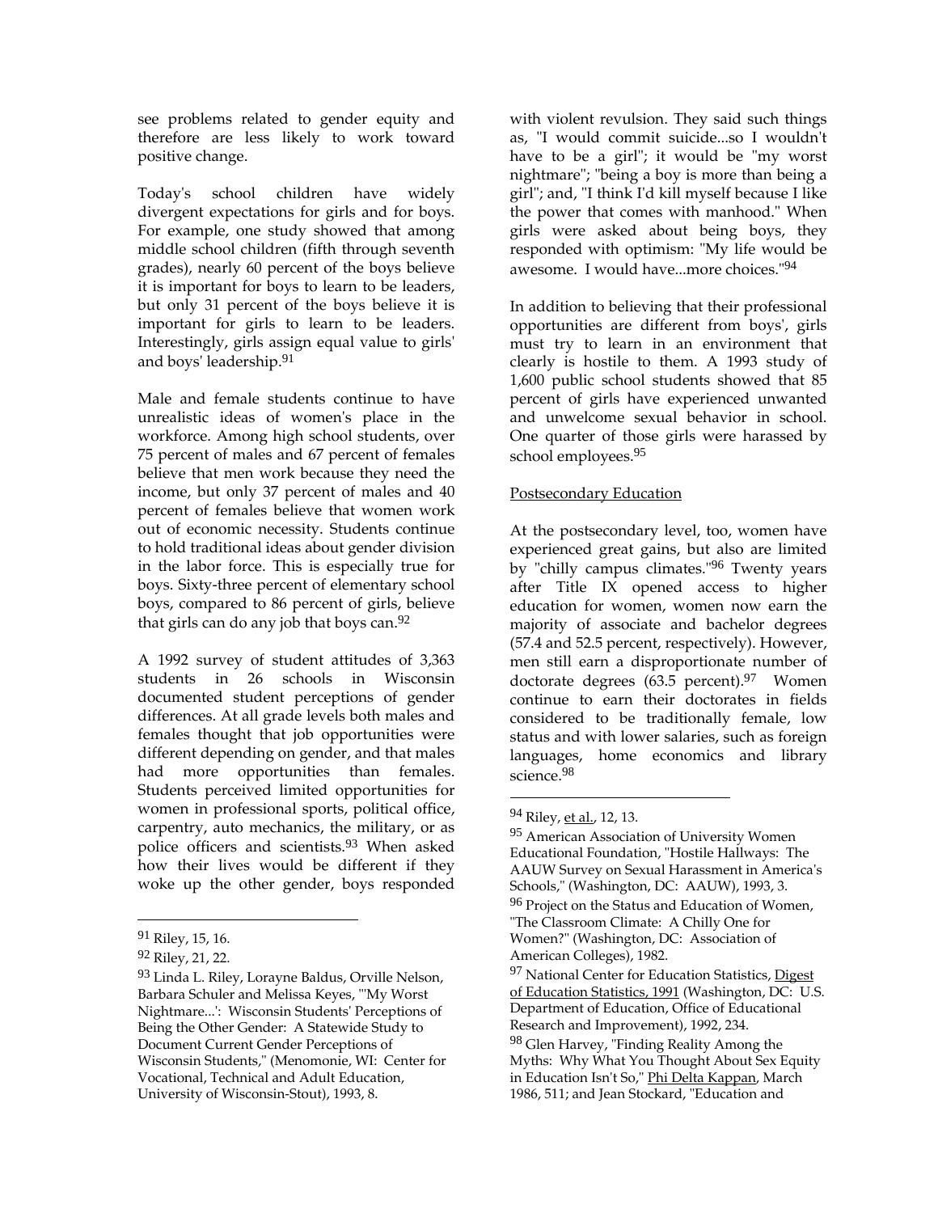see problems related to gender equity and therefore are less likely to work toward positive change.

Today's school children have widely divergent expectations for girls and for boys. For example, one study showed that among middle school children (fifth through seventh grades), nearly 60 percent of the boys believe it is important for boys to learn to be leaders, but only 31 percent of the boys believe it is important for girls to learn to be leaders. Interestingly, girls assign equal value to girls' and boys' leadership.[91]

Male and female students continue to have unrealistic ideas of women's place in the workforce. Among high school students, over 75 percent of males and 67 percent of females believe that men work because they need the income, but only 37 percent of males and 40 percent of females believe that women work out of economic necessity. Students continue to hold traditional ideas about gender division in the labor force. This is especially true for boys. Sixty-three percent of elementary school boys, compared to 86 percent of girls, believe that girls can do any job that boys can.[92]

A 1992 survey of student attitudes of 3,363 students in 26 schools in Wisconsin documented student perceptions of gender differences. At all grade levels both males and females thought that job opportunities were different depending on gender, and that males had more opportunities than females. Students perceived limited opportunities for women in professional sports, political office, carpentry, auto mechanics, the military, or as police officers and scientists.[93] When asked how their lives would be different if they woke up the other gender, boys responded with violent revulsion. They said such things as, "I would commit suicide...so I wouldn't have to be a girl"; it would be "my worst nightmare"; "being a boy is more than being a girl"; and, "I think I'd kill myself because I like the power that comes with manhood." When girls were asked about being boys, they responded with optimism: "My life would be awesome. I would have...more choices."[94]

In addition to believing that their professional opportunities are different from boys', girls must try to learn in an environment that clearly is hostile to them. A 1993 study of 1,600 public school students showed that 85 percent of girls have experienced unwanted and unwelcome sexual behavior in school. One quarter of those girls were harassed by school employees.[95]

Postsecondary Education

At the postsecondary level, too, women have experienced great gains, but also are limited by "chilly campus climates."[96] Twenty years after Title IX opened access to higher education for women, women now earn the majority of associate and bachelor degrees (57.4 and 52.5 percent, respectively). However, men still earn a disproportionate number of doctorate degrees (63.5 percent).[97] Women continue to earn their doctorates in fields considered to be traditionally female, low status and with lower salaries, such as foreign languages, home economics and library science.[98]

---

[91] Riley, 15, 16.

[92] Riley, 21, 22.

[93] Linda L. Riley, Lorayne Baldus, Orville Nelson, Barbara Schuler and Melissa Keyes, "'My Worst Nightmare...': Wisconsin Students' Perceptions of Being the Other Gender: A Statewide Study to Document Current Gender Perceptions of Wisconsin Students," (Menomonie, WI: Center for Vocational, Technical and Adult Education, University of Wisconsin-Stout), 1993, 8.

[94] Riley, et al., 12, 13.

[95] American Association of University Women Educational Foundation, "Hostile Hallways: The AAUW Survey on Sexual Harassment in America's Schools," (Washington, DC: AAUW), 1993, 3.

[96] Project on the Status and Education of Women, "The Classroom Climate: A Chilly One for Women?" (Washington, DC: Association of American Colleges), 1982.

[97] National Center for Education Statistics, Digest of Education Statistics, 1991 (Washington, DC: U.S. Department of Education, Office of Educational Research and Improvement), 1992, 234.

[98] Glen Harvey, "Finding Reality Among the Myths: Why What You Thought About Sex Equity in Education Isn't So," Phi Delta Kappan, March 1986, 511; and Jean Stockard, "Education and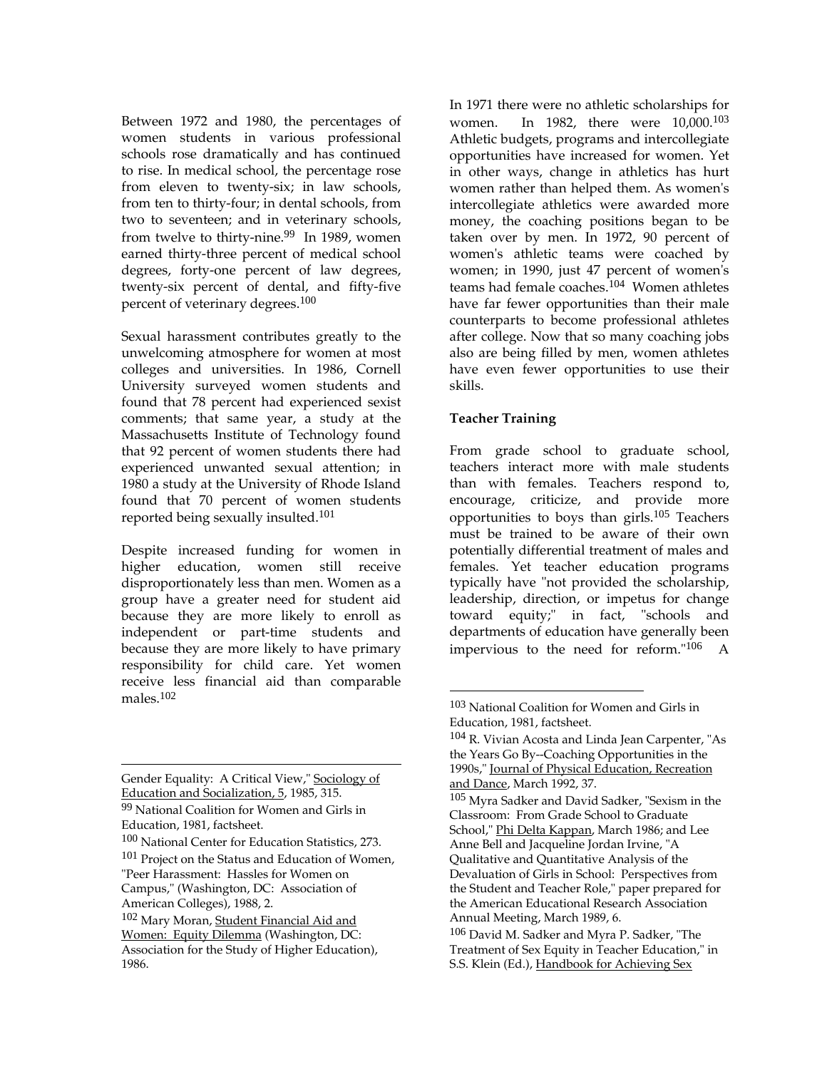Between 1972 and 1980, the percentages of women students in various professional schools rose dramatically and has continued to rise. In medical school, the percentage rose from eleven to twenty-six; in law schools, from ten to thirty-four; in dental schools, from two to seventeen; and in veterinary schools, from twelve to thirty-nine.[99] In 1989, women earned thirty-three percent of medical school degrees, forty-one percent of law degrees, twenty-six percent of dental, and fifty-five percent of veterinary degrees.[100]

Sexual harassment contributes greatly to the unwelcoming atmosphere for women at most colleges and universities. In 1986, Cornell University surveyed women students and found that 78 percent had experienced sexist comments; that same year, a study at the Massachusetts Institute of Technology found that 92 percent of women students there had experienced unwanted sexual attention; in 1980 a study at the University of Rhode Island found that 70 percent of women students reported being sexually insulted.[101]

Despite increased funding for women in higher education, women still receive disproportionately less than men. Women as a group have a greater need for student aid because they are more likely to enroll as independent or part-time students and because they are more likely to have primary responsibility for child care. Yet women receive less financial aid than comparable males.[102]

In 1971 there were no athletic scholarships for women. In 1982, there were 10,000.[103] Athletic budgets, programs and intercollegiate opportunities have increased for women. Yet in other ways, change in athletics has hurt women rather than helped them. As women's intercollegiate athletics were awarded more money, the coaching positions began to be taken over by men. In 1972, 90 percent of women's athletic teams were coached by women; in 1990, just 47 percent of women's teams had female coaches.[104] Women athletes have far fewer opportunities than their male counterparts to become professional athletes after college. Now that so many coaching jobs also are being filled by men, women athletes have even fewer opportunities to use their skills.

**Teacher Training**

From grade school to graduate school, teachers interact more with male students than with females. Teachers respond to, encourage, criticize, and provide more opportunities to boys than girls.[105] Teachers must be trained to be aware of their own potentially differential treatment of males and females. Yet teacher education programs typically have "not provided the scholarship, leadership, direction, or impetus for change toward equity;" in fact, "schools and departments of education have generally been impervious to the need for reform."[106] A

---

Gender Equality: A Critical View," Sociology of Education and Socialization, 5, 1985, 315.

[99] National Coalition for Women and Girls in Education, 1981, factsheet.

[100] National Center for Education Statistics, 273.

[101] Project on the Status and Education of Women, "Peer Harassment: Hassles for Women on Campus," (Washington, DC: Association of American Colleges), 1988, 2.

[102] Mary Moran, Student Financial Aid and Women: Equity Dilemma (Washington, DC: Association for the Study of Higher Education), 1986.

[103] National Coalition for Women and Girls in Education, 1981, factsheet.

[104] R. Vivian Acosta and Linda Jean Carpenter, "As the Years Go By--Coaching Opportunities in the 1990s," Journal of Physical Education, Recreation and Dance, March 1992, 37.

[105] Myra Sadker and David Sadker, "Sexism in the Classroom: From Grade School to Graduate School," Phi Delta Kappan, March 1986; and Lee Anne Bell and Jacqueline Jordan Irvine, "A Qualitative and Quantitative Analysis of the Devaluation of Girls in School: Perspectives from the Student and Teacher Role," paper prepared for the American Educational Research Association Annual Meeting, March 1989, 6.

[106] David M. Sadker and Myra P. Sadker, "The Treatment of Sex Equity in Teacher Education," in S.S. Klein (Ed.), Handbook for Achieving Sex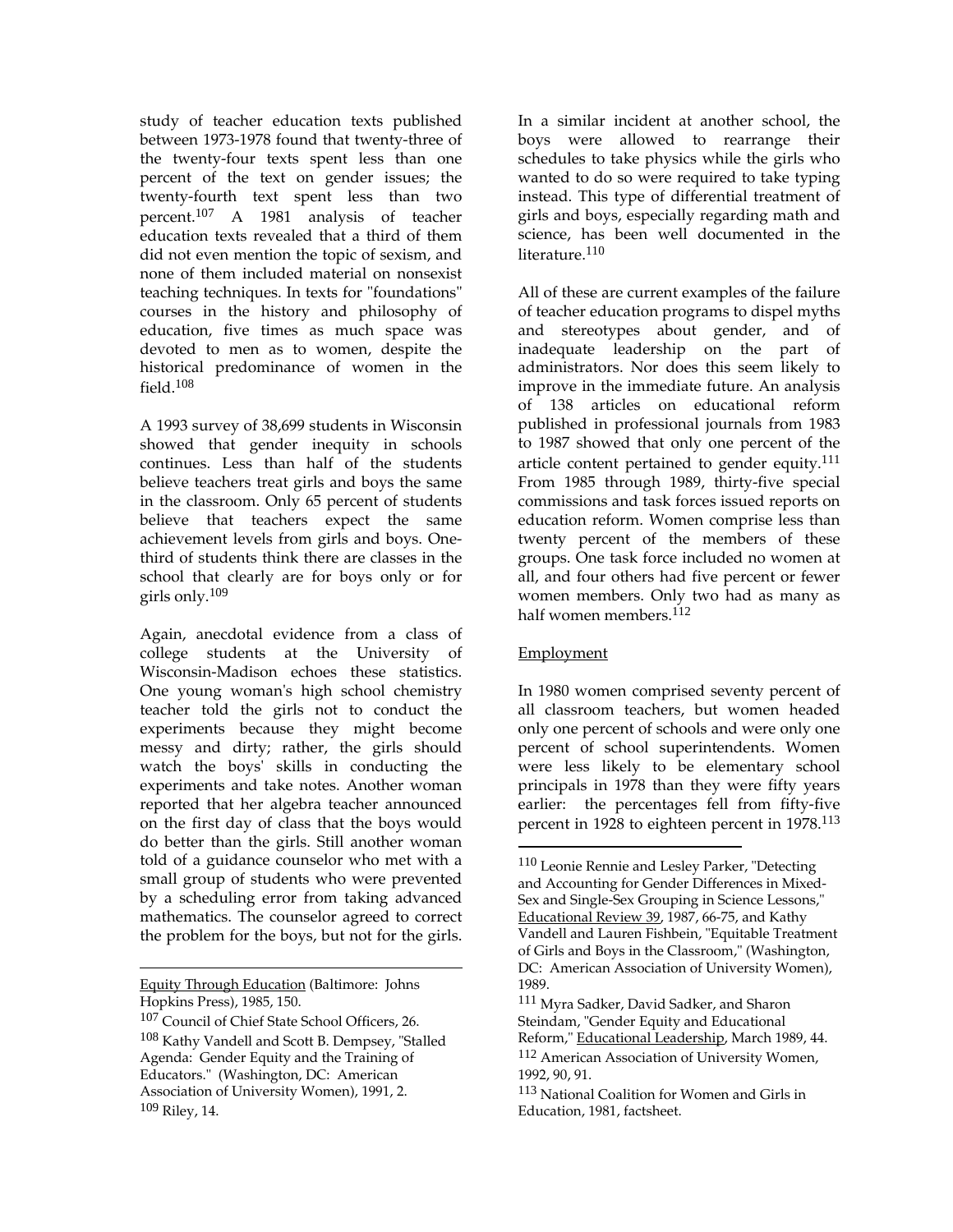study of teacher education texts published between 1973-1978 found that twenty-three of the twenty-four texts spent less than one percent of the text on gender issues; the twenty-fourth text spent less than two percent.[107] A 1981 analysis of teacher education texts revealed that a third of them did not even mention the topic of sexism, and none of them included material on nonsexist teaching techniques. In texts for "foundations" courses in the history and philosophy of education, five times as much space was devoted to men as to women, despite the historical predominance of women in the field.[108]

A 1993 survey of 38,699 students in Wisconsin showed that gender inequity in schools continues. Less than half of the students believe teachers treat girls and boys the same in the classroom. Only 65 percent of students believe that teachers expect the same achievement levels from girls and boys. One-third of students think there are classes in the school that clearly are for boys only or for girls only.[109]

Again, anecdotal evidence from a class of college students at the University of Wisconsin-Madison echoes these statistics. One young woman's high school chemistry teacher told the girls not to conduct the experiments because they might become messy and dirty; rather, the girls should watch the boys' skills in conducting the experiments and take notes. Another woman reported that her algebra teacher announced on the first day of class that the boys would do better than the girls. Still another woman told of a guidance counselor who met with a small group of students who were prevented by a scheduling error from taking advanced mathematics. The counselor agreed to correct the problem for the boys, but not for the girls.

In a similar incident at another school, the boys were allowed to rearrange their schedules to take physics while the girls who wanted to do so were required to take typing instead. This type of differential treatment of girls and boys, especially regarding math and science, has been well documented in the literature.[110]

All of these are current examples of the failure of teacher education programs to dispel myths and stereotypes about gender, and of inadequate leadership on the part of administrators. Nor does this seem likely to improve in the immediate future. An analysis of 138 articles on educational reform published in professional journals from 1983 to 1987 showed that only one percent of the article content pertained to gender equity.[111] From 1985 through 1989, thirty-five special commissions and task forces issued reports on education reform. Women comprise less than twenty percent of the members of these groups. One task force included no women at all, and four others had five percent or fewer women members. Only two had as many as half women members.[112]

## Employment

In 1980 women comprised seventy percent of all classroom teachers, but women headed only one percent of schools and were only one percent of school superintendents. Women were less likely to be elementary school principals in 1978 than they were fifty years earlier: the percentages fell from fifty-five percent in 1928 to eighteen percent in 1978.[113]

---

Equity Through Education (Baltimore: Johns Hopkins Press), 1985, 150.

[107] Council of Chief State School Officers, 26.

[108] Kathy Vandell and Scott B. Dempsey, "Stalled Agenda: Gender Equity and the Training of Educators." (Washington, DC: American Association of University Women), 1991, 2.

[109] Riley, 14.

[110] Leonie Rennie and Lesley Parker, "Detecting and Accounting for Gender Differences in Mixed-Sex and Single-Sex Grouping in Science Lessons," Educational Review 39, 1987, 66-75, and Kathy Vandell and Lauren Fishbein, "Equitable Treatment of Girls and Boys in the Classroom," (Washington, DC: American Association of University Women), 1989.

[111] Myra Sadker, David Sadker, and Sharon Steindam, "Gender Equity and Educational Reform," Educational Leadership, March 1989, 44.

[112] American Association of University Women, 1992, 90, 91.

[113] National Coalition for Women and Girls in Education, 1981, factsheet.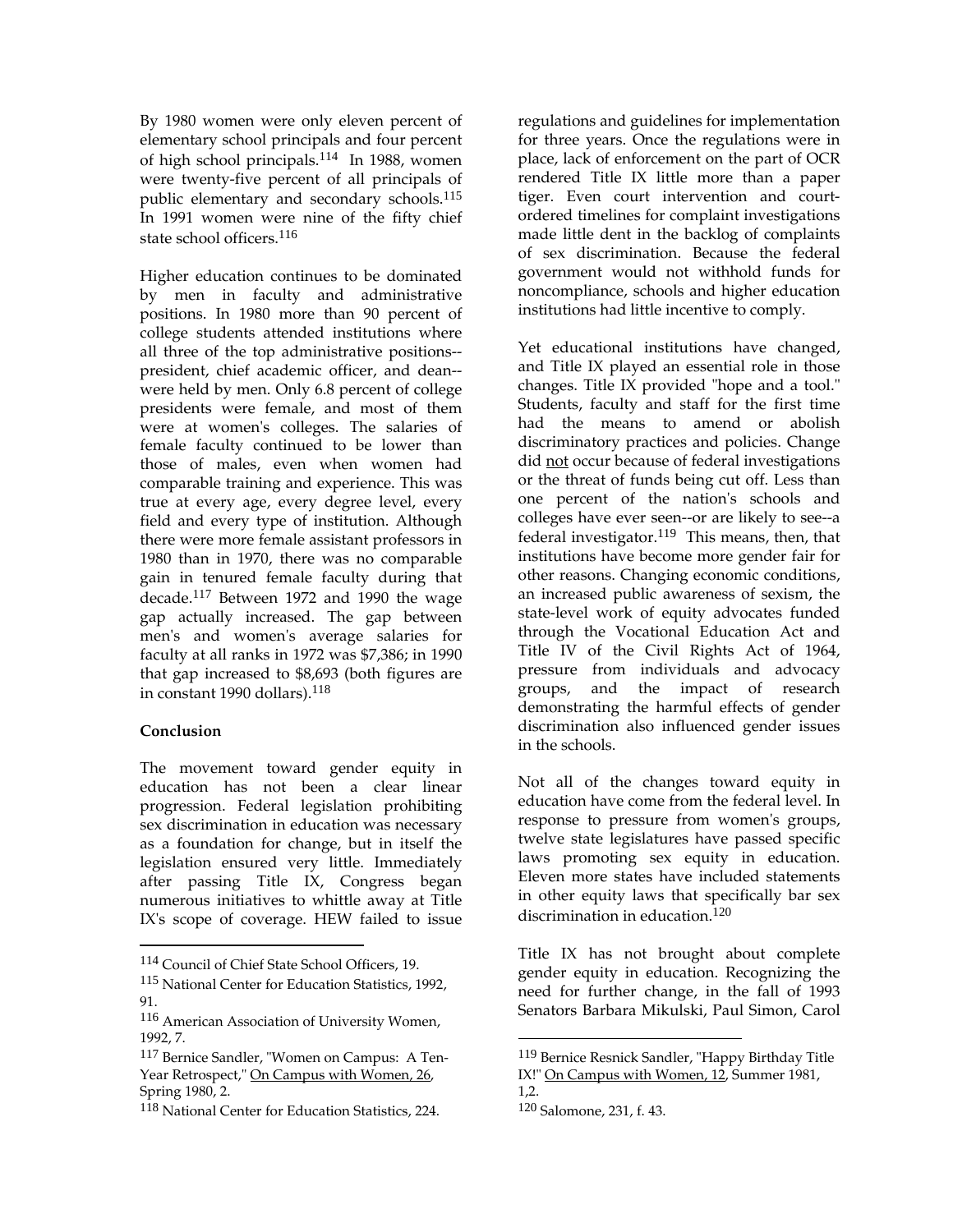By 1980 women were only eleven percent of elementary school principals and four percent of high school principals.[114] In 1988, women were twenty-five percent of all principals of public elementary and secondary schools.[115] In 1991 women were nine of the fifty chief state school officers.[116]

Higher education continues to be dominated by men in faculty and administrative positions. In 1980 more than 90 percent of college students attended institutions where all three of the top administrative positions--president, chief academic officer, and dean--were held by men. Only 6.8 percent of college presidents were female, and most of them were at women's colleges. The salaries of female faculty continued to be lower than those of males, even when women had comparable training and experience. This was true at every age, every degree level, every field and every type of institution. Although there were more female assistant professors in 1980 than in 1970, there was no comparable gain in tenured female faculty during that decade.[117] Between 1972 and 1990 the wage gap actually increased. The gap between men's and women's average salaries for faculty at all ranks in 1972 was $7,386; in 1990 that gap increased to $8,693 (both figures are in constant 1990 dollars).[118]

**Conclusion**

The movement toward gender equity in education has not been a clear linear progression. Federal legislation prohibiting sex discrimination in education was necessary as a foundation for change, but in itself the legislation ensured very little. Immediately after passing Title IX, Congress began numerous initiatives to whittle away at Title IX's scope of coverage. HEW failed to issue regulations and guidelines for implementation for three years. Once the regulations were in place, lack of enforcement on the part of OCR rendered Title IX little more than a paper tiger. Even court intervention and court-ordered timelines for complaint investigations made little dent in the backlog of complaints of sex discrimination. Because the federal government would not withhold funds for noncompliance, schools and higher education institutions had little incentive to comply.

Yet educational institutions have changed, and Title IX played an essential role in those changes. Title IX provided "hope and a tool." Students, faculty and staff for the first time had the means to amend or abolish discriminatory practices and policies. Change did not occur because of federal investigations or the threat of funds being cut off. Less than one percent of the nation's schools and colleges have ever seen--or are likely to see--a federal investigator.[119] This means, then, that institutions have become more gender fair for other reasons. Changing economic conditions, an increased public awareness of sexism, the state-level work of equity advocates funded through the Vocational Education Act and Title IV of the Civil Rights Act of 1964, pressure from individuals and advocacy groups, and the impact of research demonstrating the harmful effects of gender discrimination also influenced gender issues in the schools.

Not all of the changes toward equity in education have come from the federal level. In response to pressure from women's groups, twelve state legislatures have passed specific laws promoting sex equity in education. Eleven more states have included statements in other equity laws that specifically bar sex discrimination in education.[120]

Title IX has not brought about complete gender equity in education. Recognizing the need for further change, in the fall of 1993 Senators Barbara Mikulski, Paul Simon, Carol

---

[114] Council of Chief State School Officers, 19.

[115] National Center for Education Statistics, 1992, 91.

[116] American Association of University Women, 1992, 7.

[117] Bernice Sandler, "Women on Campus: A Ten-Year Retrospect," On Campus with Women, 26, Spring 1980, 2.

[118] National Center for Education Statistics, 224.

[119] Bernice Resnick Sandler, "Happy Birthday Title IX!" On Campus with Women, 12, Summer 1981, 1,2.

[120] Salomone, 231, f. 43.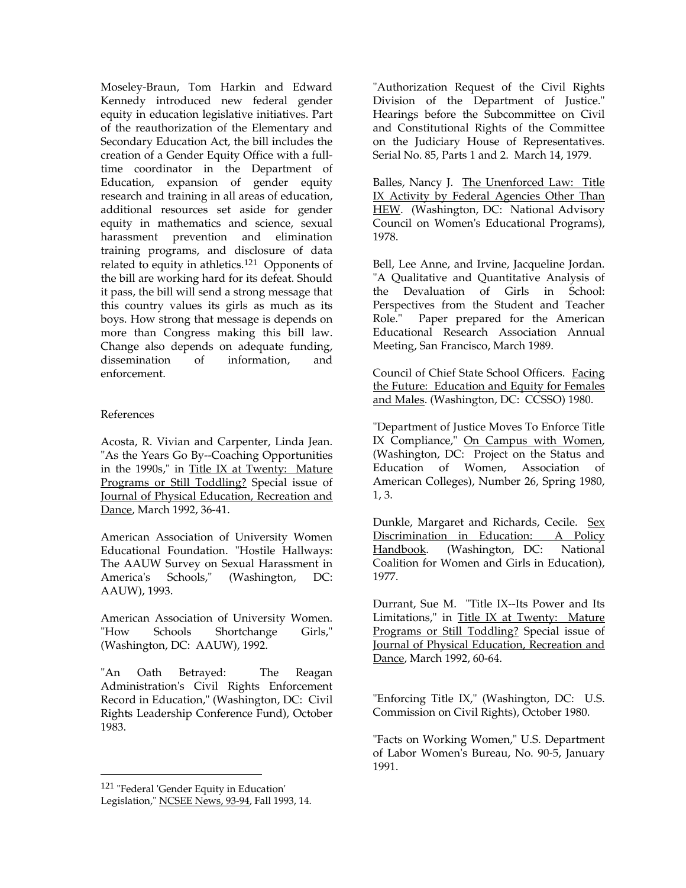Moseley-Braun, Tom Harkin and Edward Kennedy introduced new federal gender equity in education legislative initiatives. Part of the reauthorization of the Elementary and Secondary Education Act, the bill includes the creation of a Gender Equity Office with a full-time coordinator in the Department of Education, expansion of gender equity research and training in all areas of education, additional resources set aside for gender equity in mathematics and science, sexual harassment prevention and elimination training programs, and disclosure of data related to equity in athletics.[121] Opponents of the bill are working hard for its defeat. Should it pass, the bill will send a strong message that this country values its girls as much as its boys. How strong that message is depends on more than Congress making this bill law. Change also depends on adequate funding, dissemination of information, and enforcement.

References

Acosta, R. Vivian and Carpenter, Linda Jean. "As the Years Go By--Coaching Opportunities in the 1990s," in Title IX at Twenty: Mature Programs or Still Toddling? Special issue of Journal of Physical Education, Recreation and Dance, March 1992, 36-41.

American Association of University Women Educational Foundation. "Hostile Hallways: The AAUW Survey on Sexual Harassment in America's Schools," (Washington, DC: AAUW), 1993.

American Association of University Women. "How Schools Shortchange Girls," (Washington, DC: AAUW), 1992.

"An Oath Betrayed: The Reagan Administration's Civil Rights Enforcement Record in Education," (Washington, DC: Civil Rights Leadership Conference Fund), October 1983.

"Authorization Request of the Civil Rights Division of the Department of Justice." Hearings before the Subcommittee on Civil and Constitutional Rights of the Committee on the Judiciary House of Representatives. Serial No. 85, Parts 1 and 2. March 14, 1979.

Balles, Nancy J. The Unenforced Law: Title IX Activity by Federal Agencies Other Than HEW. (Washington, DC: National Advisory Council on Women's Educational Programs), 1978.

Bell, Lee Anne, and Irvine, Jacqueline Jordan. "A Qualitative and Quantitative Analysis of the Devaluation of Girls in School: Perspectives from the Student and Teacher Role." Paper prepared for the American Educational Research Association Annual Meeting, San Francisco, March 1989.

Council of Chief State School Officers. Facing the Future: Education and Equity for Females and Males. (Washington, DC: CCSSO) 1980.

"Department of Justice Moves To Enforce Title IX Compliance," On Campus with Women, (Washington, DC: Project on the Status and Education of Women, Association of American Colleges), Number 26, Spring 1980, 1, 3.

Dunkle, Margaret and Richards, Cecile. Sex Discrimination in Education: A Policy Handbook. (Washington, DC: National Coalition for Women and Girls in Education), 1977.

Durrant, Sue M. "Title IX--Its Power and Its Limitations," in Title IX at Twenty: Mature Programs or Still Toddling? Special issue of Journal of Physical Education, Recreation and Dance, March 1992, 60-64.

"Enforcing Title IX," (Washington, DC: U.S. Commission on Civil Rights), October 1980.

"Facts on Working Women," U.S. Department of Labor Women's Bureau, No. 90-5, January 1991.

---

[121] "Federal 'Gender Equity in Education' Legislation," NCSEE News, 93-94, Fall 1993, 14.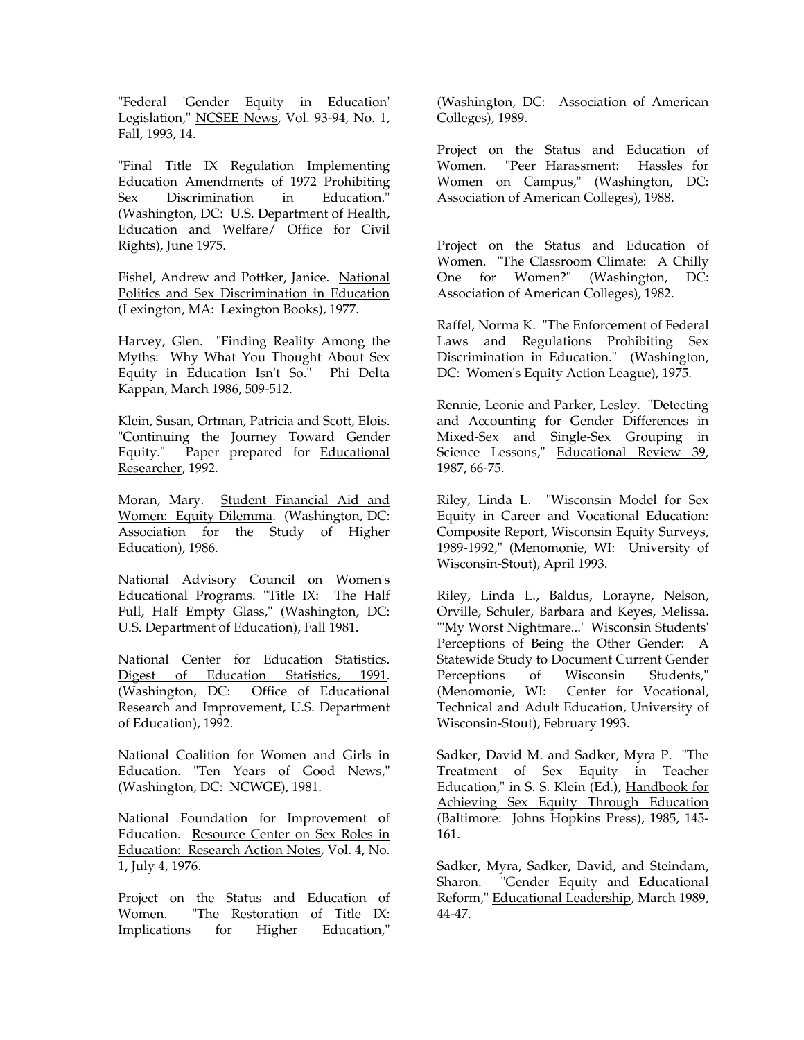"Federal 'Gender Equity in Education' Legislation," NCSEE News, Vol. 93-94, No. 1, Fall, 1993, 14.

"Final Title IX Regulation Implementing Education Amendments of 1972 Prohibiting Sex Discrimination in Education." (Washington, DC: U.S. Department of Health, Education and Welfare/ Office for Civil Rights), June 1975.

Fishel, Andrew and Pottker, Janice. National Politics and Sex Discrimination in Education (Lexington, MA: Lexington Books), 1977.

Harvey, Glen. "Finding Reality Among the Myths: Why What You Thought About Sex Equity in Education Isn't So." Phi Delta Kappan, March 1986, 509-512.

Klein, Susan, Ortman, Patricia and Scott, Elois. "Continuing the Journey Toward Gender Equity." Paper prepared for Educational Researcher, 1992.

Moran, Mary. Student Financial Aid and Women: Equity Dilemma. (Washington, DC: Association for the Study of Higher Education), 1986.

National Advisory Council on Women's Educational Programs. "Title IX: The Half Full, Half Empty Glass," (Washington, DC: U.S. Department of Education), Fall 1981.

National Center for Education Statistics. Digest of Education Statistics, 1991. (Washington, DC: Office of Educational Research and Improvement, U.S. Department of Education), 1992.

National Coalition for Women and Girls in Education. "Ten Years of Good News," (Washington, DC: NCWGE), 1981.

National Foundation for Improvement of Education. Resource Center on Sex Roles in Education: Research Action Notes, Vol. 4, No. 1, July 4, 1976.

Project on the Status and Education of Women. "The Restoration of Title IX: Implications for Higher Education," (Washington, DC: Association of American Colleges), 1989.

Project on the Status and Education of Women. "Peer Harassment: Hassles for Women on Campus," (Washington, DC: Association of American Colleges), 1988.

Project on the Status and Education of Women. "The Classroom Climate: A Chilly One for Women?" (Washington, DC: Association of American Colleges), 1982.

Raffel, Norma K. "The Enforcement of Federal Laws and Regulations Prohibiting Sex Discrimination in Education." (Washington, DC: Women's Equity Action League), 1975.

Rennie, Leonie and Parker, Lesley. "Detecting and Accounting for Gender Differences in Mixed-Sex and Single-Sex Grouping in Science Lessons," Educational Review 39, 1987, 66-75.

Riley, Linda L. "Wisconsin Model for Sex Equity in Career and Vocational Education: Composite Report, Wisconsin Equity Surveys, 1989-1992," (Menomonie, WI: University of Wisconsin-Stout), April 1993.

Riley, Linda L., Baldus, Lorayne, Nelson, Orville, Schuler, Barbara and Keyes, Melissa. "'My Worst Nightmare...' Wisconsin Students' Perceptions of Being the Other Gender: A Statewide Study to Document Current Gender Perceptions of Wisconsin Students," (Menomonie, WI: Center for Vocational, Technical and Adult Education, University of Wisconsin-Stout), February 1993.

Sadker, David M. and Sadker, Myra P. "The Treatment of Sex Equity in Teacher Education," in S. S. Klein (Ed.), Handbook for Achieving Sex Equity Through Education (Baltimore: Johns Hopkins Press), 1985, 145-161.

Sadker, Myra, Sadker, David, and Steindam, Sharon. "Gender Equity and Educational Reform," Educational Leadership, March 1989, 44-47.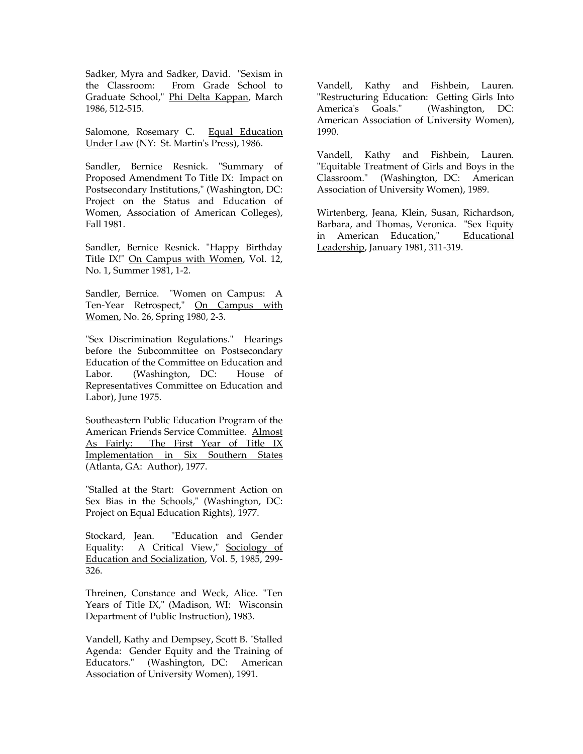Sadker, Myra and Sadker, David. "Sexism in the Classroom: From Grade School to Graduate School," Phi Delta Kappan, March 1986, 512-515.

Salomone, Rosemary C. Equal Education Under Law (NY: St. Martin's Press), 1986.

Sandler, Bernice Resnick. "Summary of Proposed Amendment To Title IX: Impact on Postsecondary Institutions," (Washington, DC: Project on the Status and Education of Women, Association of American Colleges), Fall 1981.

Sandler, Bernice Resnick. "Happy Birthday Title IX!" On Campus with Women, Vol. 12, No. 1, Summer 1981, 1-2.

Sandler, Bernice. "Women on Campus: A Ten-Year Retrospect," On Campus with Women, No. 26, Spring 1980, 2-3.

"Sex Discrimination Regulations." Hearings before the Subcommittee on Postsecondary Education of the Committee on Education and Labor. (Washington, DC: House of Representatives Committee on Education and Labor), June 1975.

Southeastern Public Education Program of the American Friends Service Committee. Almost As Fairly: The First Year of Title IX Implementation in Six Southern States (Atlanta, GA: Author), 1977.

"Stalled at the Start: Government Action on Sex Bias in the Schools," (Washington, DC: Project on Equal Education Rights), 1977.

Stockard, Jean. "Education and Gender Equality: A Critical View," Sociology of Education and Socialization, Vol. 5, 1985, 299-326.

Threinen, Constance and Weck, Alice. "Ten Years of Title IX," (Madison, WI: Wisconsin Department of Public Instruction), 1983.

Vandell, Kathy and Dempsey, Scott B. "Stalled Agenda: Gender Equity and the Training of Educators." (Washington, DC: American Association of University Women), 1991.

Vandell, Kathy and Fishbein, Lauren. "Restructuring Education: Getting Girls Into America's Goals." (Washington, DC: American Association of University Women), 1990.

Vandell, Kathy and Fishbein, Lauren. "Equitable Treatment of Girls and Boys in the Classroom." (Washington, DC: American Association of University Women), 1989.

Wirtenberg, Jeana, Klein, Susan, Richardson, Barbara, and Thomas, Veronica. "Sex Equity in American Education," Educational Leadership, January 1981, 311-319.